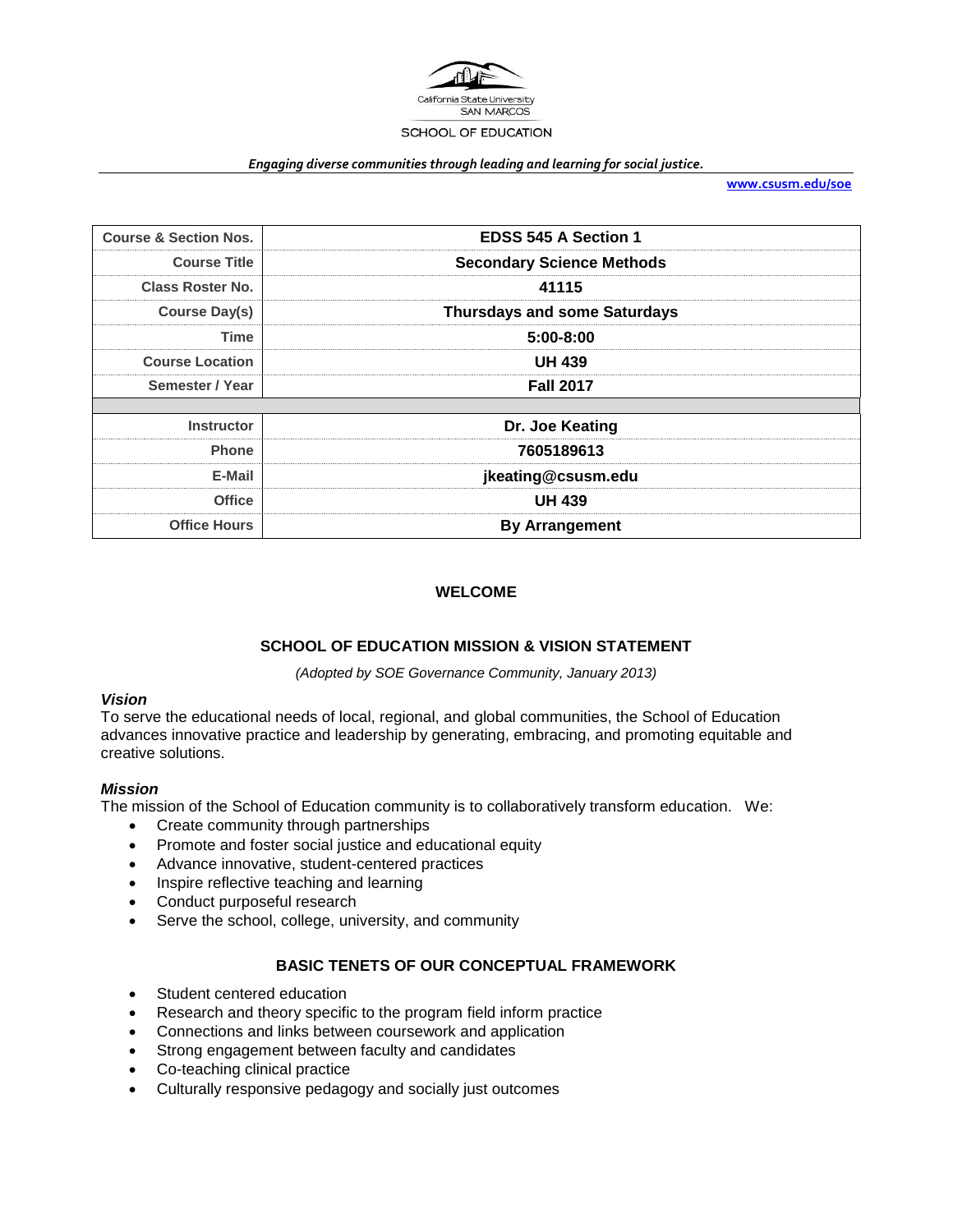California State University
SAN MARCOS

SCHOOL OF EDUCATION

*Engaging diverse communities through leading and learning for social justice.*

www.csusm.edu/soe

| | |
|---|---|
| **Course & Section Nos.** | **EDSS 545 A Section 1** |
| **Course Title** | **Secondary Science Methods** |
| **Class Roster No.** | **41115** |
| **Course Day(s)** | **Thursdays and some Saturdays** |
| **Time** | **5:00-8:00** |
| **Course Location** | **UH 439** |
| **Semester / Year** | **Fall 2017** |
| | |
| **Instructor** | **Dr. Joe Keating** |
| **Phone** | **7605189613** |
| **E-Mail** | **jkeating@csusm.edu** |
| **Office** | **UH 439** |
| **Office Hours** | **By Arrangement** |

## WELCOME

## SCHOOL OF EDUCATION MISSION & VISION STATEMENT

*(Adopted by SOE Governance Community, January 2013)*

### *Vision*

To serve the educational needs of local, regional, and global communities, the School of Education advances innovative practice and leadership by generating, embracing, and promoting equitable and creative solutions.

### *Mission*

The mission of the School of Education community is to collaboratively transform education. We:

- Create community through partnerships
- Promote and foster social justice and educational equity
- Advance innovative, student-centered practices
- Inspire reflective teaching and learning
- Conduct purposeful research
- Serve the school, college, university, and community

## BASIC TENETS OF OUR CONCEPTUAL FRAMEWORK

- Student centered education
- Research and theory specific to the program field inform practice
- Connections and links between coursework and application
- Strong engagement between faculty and candidates
- Co-teaching clinical practice
- Culturally responsive pedagogy and socially just outcomes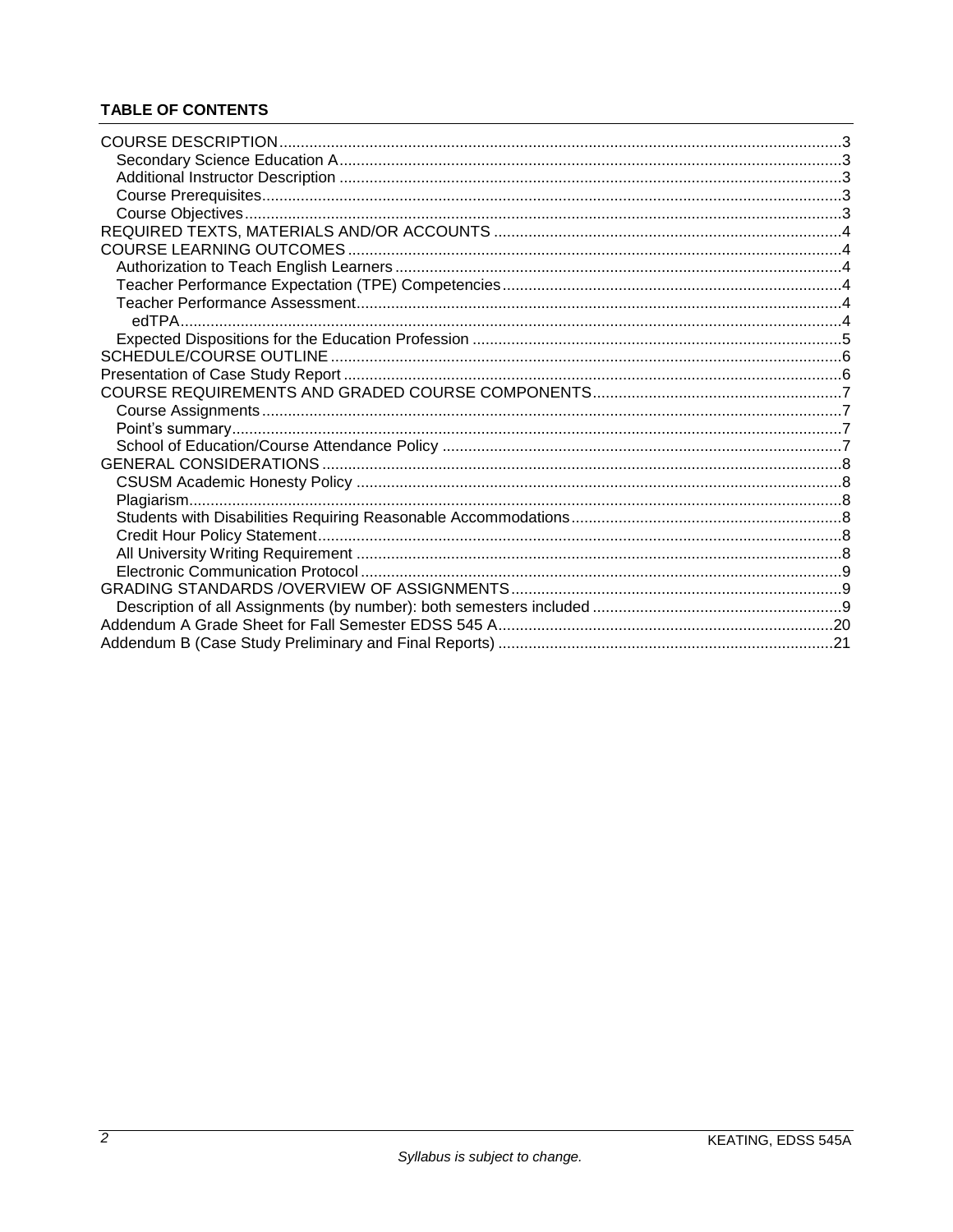**TABLE OF CONTENTS**

COURSE DESCRIPTION ..... 3
- Secondary Science Education A ..... 3
- Additional Instructor Description ..... 3
- Course Prerequisites ..... 3
- Course Objectives ..... 3

REQUIRED TEXTS, MATERIALS AND/OR ACCOUNTS ..... 4

COURSE LEARNING OUTCOMES ..... 4
- Authorization to Teach English Learners ..... 4
- Teacher Performance Expectation (TPE) Competencies ..... 4
- Teacher Performance Assessment ..... 4
  - edTPA ..... 4
- Expected Dispositions for the Education Profession ..... 5

SCHEDULE/COURSE OUTLINE ..... 6

Presentation of Case Study Report ..... 6

COURSE REQUIREMENTS AND GRADED COURSE COMPONENTS ..... 7
- Course Assignments ..... 7
- Point's summary ..... 7
- School of Education/Course Attendance Policy ..... 7

GENERAL CONSIDERATIONS ..... 8
- CSUSM Academic Honesty Policy ..... 8
- Plagiarism ..... 8
- Students with Disabilities Requiring Reasonable Accommodations ..... 8
- Credit Hour Policy Statement ..... 8
- All University Writing Requirement ..... 8
- Electronic Communication Protocol ..... 9

GRADING STANDARDS /OVERVIEW OF ASSIGNMENTS ..... 9
- Description of all Assignments (by number): both semesters included ..... 9

Addendum A Grade Sheet for Fall Semester EDSS 545 A ..... 20

Addendum B (Case Study Preliminary and Final Reports) ..... 21

*Syllabus is subject to change.*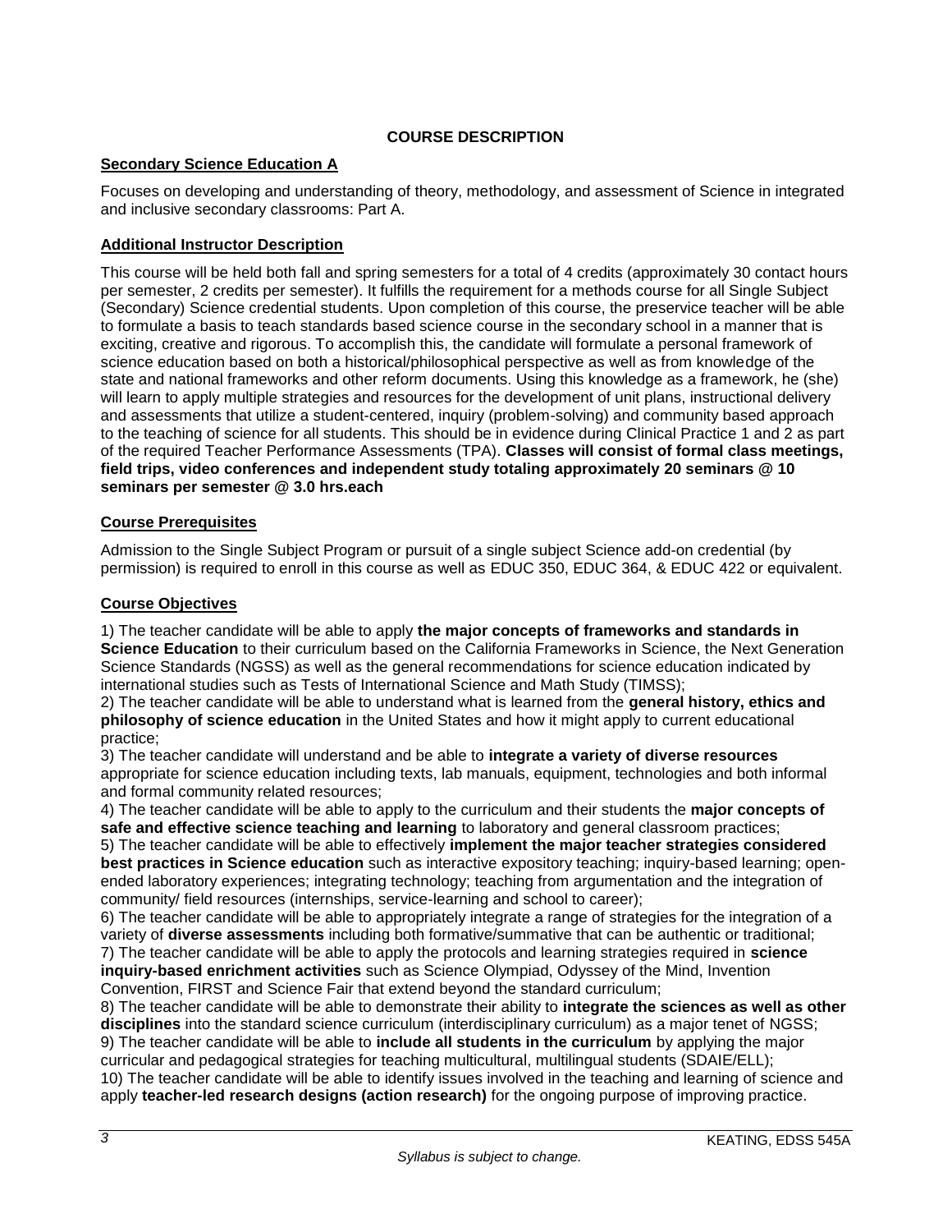## COURSE DESCRIPTION

### Secondary Science Education A

Focuses on developing and understanding of theory, methodology, and assessment of Science in integrated and inclusive secondary classrooms: Part A.

### Additional Instructor Description

This course will be held both fall and spring semesters for a total of 4 credits (approximately 30 contact hours per semester, 2 credits per semester). It fulfills the requirement for a methods course for all Single Subject (Secondary) Science credential students. Upon completion of this course, the preservice teacher will be able to formulate a basis to teach standards based science course in the secondary school in a manner that is exciting, creative and rigorous. To accomplish this, the candidate will formulate a personal framework of science education based on both a historical/philosophical perspective as well as from knowledge of the state and national frameworks and other reform documents. Using this knowledge as a framework, he (she) will learn to apply multiple strategies and resources for the development of unit plans, instructional delivery and assessments that utilize a student-centered, inquiry (problem-solving) and community based approach to the teaching of science for all students. This should be in evidence during Clinical Practice 1 and 2 as part of the required Teacher Performance Assessments (TPA). **Classes will consist of formal class meetings, field trips, video conferences and independent study totaling approximately 20 seminars @ 10 seminars per semester @ 3.0 hrs.each**

### Course Prerequisites

Admission to the Single Subject Program or pursuit of a single subject Science add-on credential (by permission) is required to enroll in this course as well as EDUC 350, EDUC 364, & EDUC 422 or equivalent.

### Course Objectives

1) The teacher candidate will be able to apply **the major concepts of frameworks and standards in Science Education** to their curriculum based on the California Frameworks in Science, the Next Generation Science Standards (NGSS) as well as the general recommendations for science education indicated by international studies such as Tests of International Science and Math Study (TIMSS);
2) The teacher candidate will be able to understand what is learned from the **general history, ethics and philosophy of science education** in the United States and how it might apply to current educational practice;
3) The teacher candidate will understand and be able to **integrate a variety of diverse resources** appropriate for science education including texts, lab manuals, equipment, technologies and both informal and formal community related resources;
4) The teacher candidate will be able to apply to the curriculum and their students the **major concepts of safe and effective science teaching and learning** to laboratory and general classroom practices;
5) The teacher candidate will be able to effectively **implement the major teacher strategies considered best practices in Science education** such as interactive expository teaching; inquiry-based learning; open-ended laboratory experiences; integrating technology; teaching from argumentation and the integration of community/ field resources (internships, service-learning and school to career);
6) The teacher candidate will be able to appropriately integrate a range of strategies for the integration of a variety of **diverse assessments** including both formative/summative that can be authentic or traditional;
7) The teacher candidate will be able to apply the protocols and learning strategies required in **science inquiry-based enrichment activities** such as Science Olympiad, Odyssey of the Mind, Invention Convention, FIRST and Science Fair that extend beyond the standard curriculum;
8) The teacher candidate will be able to demonstrate their ability to **integrate the sciences as well as other disciplines** into the standard science curriculum (interdisciplinary curriculum) as a major tenet of NGSS;
9) The teacher candidate will be able to **include all students in the curriculum** by applying the major curricular and pedagogical strategies for teaching multicultural, multilingual students (SDAIE/ELL);
10) The teacher candidate will be able to identify issues involved in the teaching and learning of science and apply **teacher-led research designs (action research)** for the ongoing purpose of improving practice.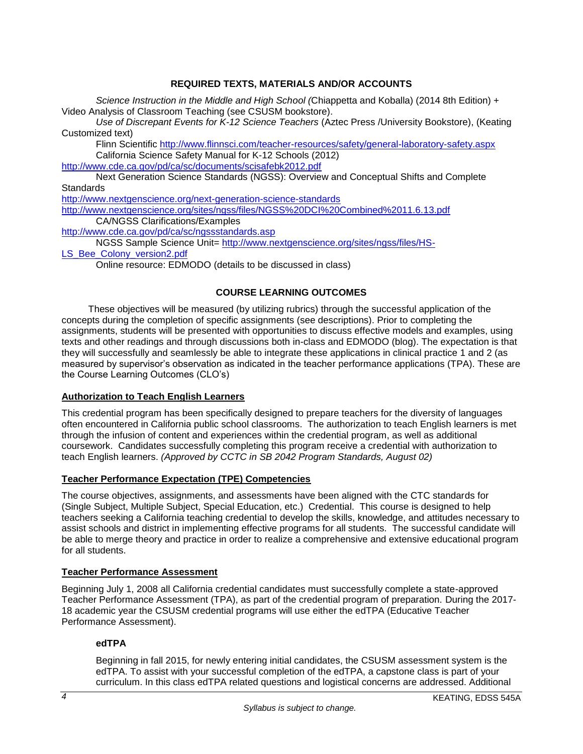## REQUIRED TEXTS, MATERIALS AND/OR ACCOUNTS

*Science Instruction in the Middle and High School* (Chiappetta and Koballa) (2014 8th Edition) + Video Analysis of Classroom Teaching (see CSUSM bookstore).

*Use of Discrepant Events for K-12 Science Teachers* (Aztec Press /University Bookstore), (Keating Customized text)

Flinn Scientific http://www.flinnsci.com/teacher-resources/safety/general-laboratory-safety.aspx

California Science Safety Manual for K-12 Schools (2012) http://www.cde.ca.gov/pd/ca/sc/documents/scisafebk2012.pdf

Next Generation Science Standards (NGSS): Overview and Conceptual Shifts and Complete Standards
http://www.nextgenscience.org/next-generation-science-standards
http://www.nextgenscience.org/sites/ngss/files/NGSS%20DCI%20Combined%2011.6.13.pdf

CA/NGSS Clarifications/Examples
http://www.cde.ca.gov/pd/ca/sc/ngssstandards.asp

NGSS Sample Science Unit= http://www.nextgenscience.org/sites/ngss/files/HS-LS_Bee_Colony_version2.pdf

Online resource: EDMODO (details to be discussed in class)

## COURSE LEARNING OUTCOMES

These objectives will be measured (by utilizing rubrics) through the successful application of the concepts during the completion of specific assignments (see descriptions). Prior to completing the assignments, students will be presented with opportunities to discuss effective models and examples, using texts and other readings and through discussions both in-class and EDMODO (blog). The expectation is that they will successfully and seamlessly be able to integrate these applications in clinical practice 1 and 2 (as measured by supervisor's observation as indicated in the teacher performance applications (TPA). These are the Course Learning Outcomes (CLO's)

### Authorization to Teach English Learners

This credential program has been specifically designed to prepare teachers for the diversity of languages often encountered in California public school classrooms. The authorization to teach English learners is met through the infusion of content and experiences within the credential program, as well as additional coursework. Candidates successfully completing this program receive a credential with authorization to teach English learners. *(Approved by CCTC in SB 2042 Program Standards, August 02)*

### Teacher Performance Expectation (TPE) Competencies

The course objectives, assignments, and assessments have been aligned with the CTC standards for (Single Subject, Multiple Subject, Special Education, etc.) Credential. This course is designed to help teachers seeking a California teaching credential to develop the skills, knowledge, and attitudes necessary to assist schools and district in implementing effective programs for all students. The successful candidate will be able to merge theory and practice in order to realize a comprehensive and extensive educational program for all students.

### Teacher Performance Assessment

Beginning July 1, 2008 all California credential candidates must successfully complete a state-approved Teacher Performance Assessment (TPA), as part of the credential program of preparation. During the 2017-18 academic year the CSUSM credential programs will use either the edTPA (Educative Teacher Performance Assessment).

#### edTPA

Beginning in fall 2015, for newly entering initial candidates, the CSUSM assessment system is the edTPA. To assist with your successful completion of the edTPA, a capstone class is part of your curriculum. In this class edTPA related questions and logistical concerns are addressed. Additional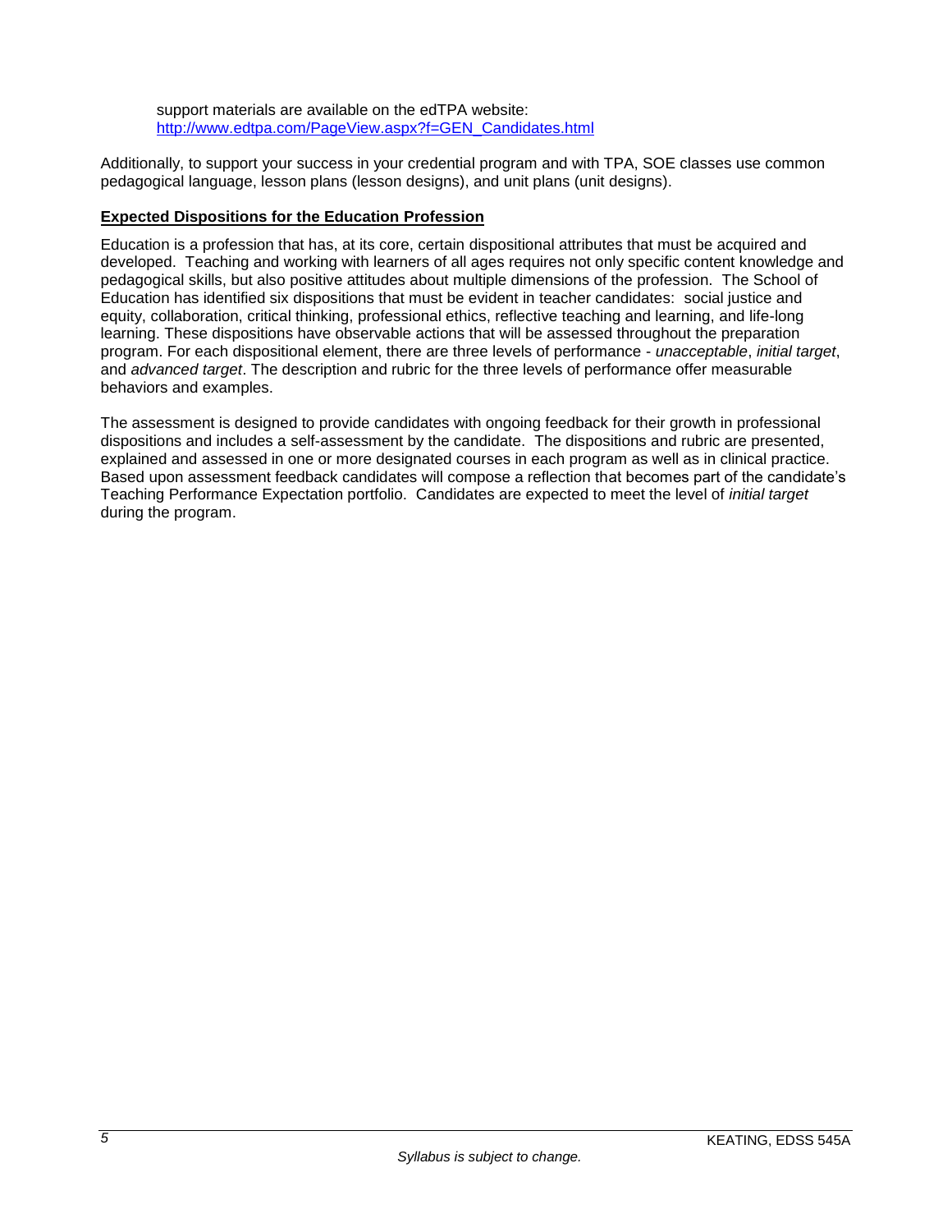support materials are available on the edTPA website: [http://www.edtpa.com/PageView.aspx?f=GEN_Candidates.html](http://www.edtpa.com/PageView.aspx?f=GEN_Candidates.html)

Additionally, to support your success in your credential program and with TPA, SOE classes use common pedagogical language, lesson plans (lesson designs), and unit plans (unit designs).

**Expected Dispositions for the Education Profession**

Education is a profession that has, at its core, certain dispositional attributes that must be acquired and developed. Teaching and working with learners of all ages requires not only specific content knowledge and pedagogical skills, but also positive attitudes about multiple dimensions of the profession. The School of Education has identified six dispositions that must be evident in teacher candidates: social justice and equity, collaboration, critical thinking, professional ethics, reflective teaching and learning, and life-long learning. These dispositions have observable actions that will be assessed throughout the preparation program. For each dispositional element, there are three levels of performance - *unacceptable*, *initial target*, and *advanced target*. The description and rubric for the three levels of performance offer measurable behaviors and examples.

The assessment is designed to provide candidates with ongoing feedback for their growth in professional dispositions and includes a self-assessment by the candidate. The dispositions and rubric are presented, explained and assessed in one or more designated courses in each program as well as in clinical practice. Based upon assessment feedback candidates will compose a reflection that becomes part of the candidate's Teaching Performance Expectation portfolio. Candidates are expected to meet the level of *initial target* during the program.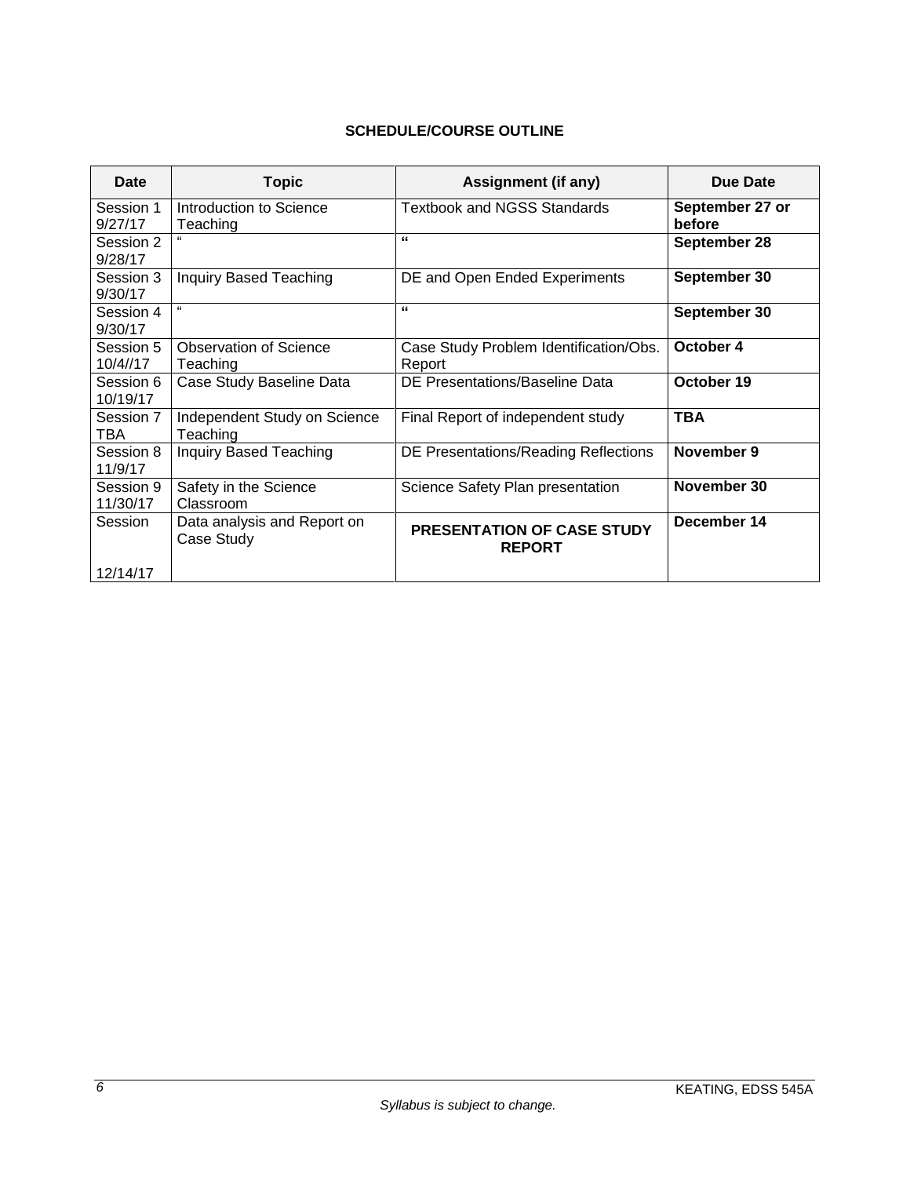**SCHEDULE/COURSE OUTLINE**

| Date | Topic | Assignment (if any) | Due Date |
|---|---|---|---|
| Session 1 9/27/17 | Introduction to Science Teaching | Textbook and NGSS Standards | **September 27 or before** |
| Session 2 9/28/17 | " | " | **September 28** |
| Session 3 9/30/17 | Inquiry Based Teaching | DE and Open Ended Experiments | **September 30** |
| Session 4 9/30/17 | " | " | **September 30** |
| Session 5 10/4//17 | Observation of Science Teaching | Case Study Problem Identification/Obs. Report | **October 4** |
| Session 6 10/19/17 | Case Study Baseline Data | DE Presentations/Baseline Data | **October 19** |
| Session 7 TBA | Independent Study on Science Teaching | Final Report of independent study | **TBA** |
| Session 8 11/9/17 | Inquiry Based Teaching | DE Presentations/Reading Reflections | **November 9** |
| Session 9 11/30/17 | Safety in the Science Classroom | Science Safety Plan presentation | **November 30** |
| Session 12/14/17 | Data analysis and Report on Case Study | **PRESENTATION OF CASE STUDY REPORT** | **December 14** |

*Syllabus is subject to change.*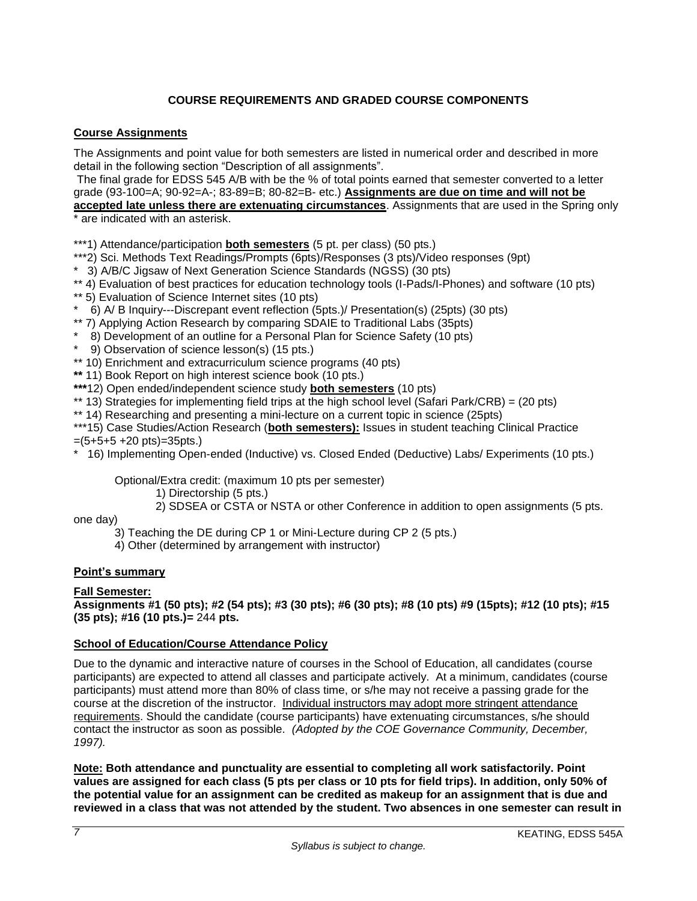### COURSE REQUIREMENTS AND GRADED COURSE COMPONENTS

**Course Assignments**

The Assignments and point value for both semesters are listed in numerical order and described in more detail in the following section "Description of all assignments".

The final grade for EDSS 545 A/B with be the % of total points earned that semester converted to a letter grade (93-100=A; 90-92=A-; 83-89=B; 80-82=B- etc.) **Assignments are due on time and will not be accepted late unless there are extenuating circumstances**. Assignments that are used in the Spring only * are indicated with an asterisk.

***1) Attendance/participation **both semesters** (5 pt. per class) (50 pts.)
***2) Sci. Methods Text Readings/Prompts (6pts)/Responses (3 pts)/Video responses (9pt)
* 3) A/B/C Jigsaw of Next Generation Science Standards (NGSS) (30 pts)
** 4) Evaluation of best practices for education technology tools (I-Pads/I-Phones) and software (10 pts)
** 5) Evaluation of Science Internet sites (10 pts)
* 6) A/ B Inquiry---Discrepant event reflection (5pts.)/ Presentation(s) (25pts) (30 pts)
** 7) Applying Action Research by comparing SDAIE to Traditional Labs (35pts)
* 8) Development of an outline for a Personal Plan for Science Safety (10 pts)
* 9) Observation of science lesson(s) (15 pts.)
** 10) Enrichment and extracurriculum science programs (40 pts)
** 11) Book Report on high interest science book (10 pts.)
***12) Open ended/independent science study **both semesters** (10 pts)
** 13) Strategies for implementing field trips at the high school level (Safari Park/CRB) = (20 pts)
** 14) Researching and presenting a mini-lecture on a current topic in science (25pts)
***15) Case Studies/Action Research (**both semesters):** Issues in student teaching Clinical Practice =(5+5+5 +20 pts)=35pts.)
* 16) Implementing Open-ended (Inductive) vs. Closed Ended (Deductive) Labs/ Experiments (10 pts.)

Optional/Extra credit: (maximum 10 pts per semester)
1) Directorship (5 pts.)
2) SDSEA or CSTA or NSTA or other Conference in addition to open assignments (5 pts. one day)
3) Teaching the DE during CP 1 or Mini-Lecture during CP 2 (5 pts.)
4) Other (determined by arrangement with instructor)

**Point's summary**

**Fall Semester:**
**Assignments #1 (50 pts); #2 (54 pts); #3 (30 pts); #6 (30 pts); #8 (10 pts) #9 (15pts); #12 (10 pts); #15 (35 pts); #16 (10 pts.)=** 244 **pts.**

**School of Education/Course Attendance Policy**

Due to the dynamic and interactive nature of courses in the School of Education, all candidates (course participants) are expected to attend all classes and participate actively. At a minimum, candidates (course participants) must attend more than 80% of class time, or s/he may not receive a passing grade for the course at the discretion of the instructor. Individual instructors may adopt more stringent attendance requirements. Should the candidate (course participants) have extenuating circumstances, s/he should contact the instructor as soon as possible. *(Adopted by the COE Governance Community, December, 1997).*

**Note: Both attendance and punctuality are essential to completing all work satisfactorily. Point values are assigned for each class (5 pts per class or 10 pts for field trips). In addition, only 50% of the potential value for an assignment can be credited as makeup for an assignment that is due and reviewed in a class that was not attended by the student. Two absences in one semester can result in**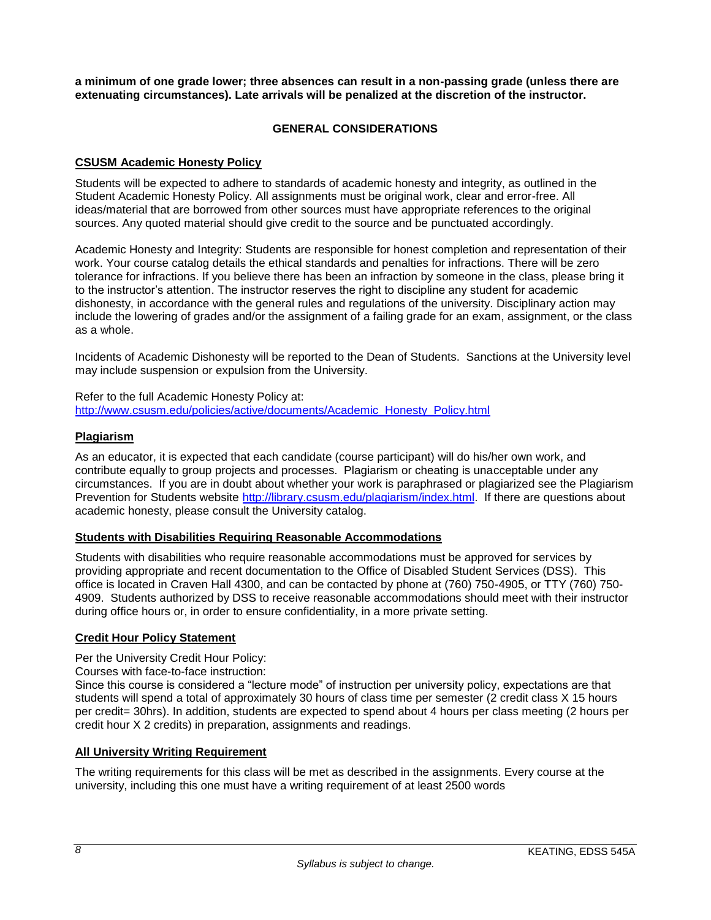**a minimum of one grade lower; three absences can result in a non-passing grade (unless there are extenuating circumstances). Late arrivals will be penalized at the discretion of the instructor.**

## GENERAL CONSIDERATIONS

### CSUSM Academic Honesty Policy

Students will be expected to adhere to standards of academic honesty and integrity, as outlined in the Student Academic Honesty Policy. All assignments must be original work, clear and error-free. All ideas/material that are borrowed from other sources must have appropriate references to the original sources. Any quoted material should give credit to the source and be punctuated accordingly.

Academic Honesty and Integrity: Students are responsible for honest completion and representation of their work. Your course catalog details the ethical standards and penalties for infractions. There will be zero tolerance for infractions. If you believe there has been an infraction by someone in the class, please bring it to the instructor's attention. The instructor reserves the right to discipline any student for academic dishonesty, in accordance with the general rules and regulations of the university. Disciplinary action may include the lowering of grades and/or the assignment of a failing grade for an exam, assignment, or the class as a whole.

Incidents of Academic Dishonesty will be reported to the Dean of Students. Sanctions at the University level may include suspension or expulsion from the University.

Refer to the full Academic Honesty Policy at:
http://www.csusm.edu/policies/active/documents/Academic_Honesty_Policy.html

### Plagiarism

As an educator, it is expected that each candidate (course participant) will do his/her own work, and contribute equally to group projects and processes. Plagiarism or cheating is unacceptable under any circumstances. If you are in doubt about whether your work is paraphrased or plagiarized see the Plagiarism Prevention for Students website http://library.csusm.edu/plagiarism/index.html. If there are questions about academic honesty, please consult the University catalog.

### Students with Disabilities Requiring Reasonable Accommodations

Students with disabilities who require reasonable accommodations must be approved for services by providing appropriate and recent documentation to the Office of Disabled Student Services (DSS). This office is located in Craven Hall 4300, and can be contacted by phone at (760) 750-4905, or TTY (760) 750-4909. Students authorized by DSS to receive reasonable accommodations should meet with their instructor during office hours or, in order to ensure confidentiality, in a more private setting.

### Credit Hour Policy Statement

Per the University Credit Hour Policy:
Courses with face-to-face instruction:
Since this course is considered a "lecture mode" of instruction per university policy, expectations are that students will spend a total of approximately 30 hours of class time per semester (2 credit class X 15 hours per credit= 30hrs). In addition, students are expected to spend about 4 hours per class meeting (2 hours per credit hour X 2 credits) in preparation, assignments and readings.

### All University Writing Requirement

The writing requirements for this class will be met as described in the assignments. Every course at the university, including this one must have a writing requirement of at least 2500 words

*Syllabus is subject to change.*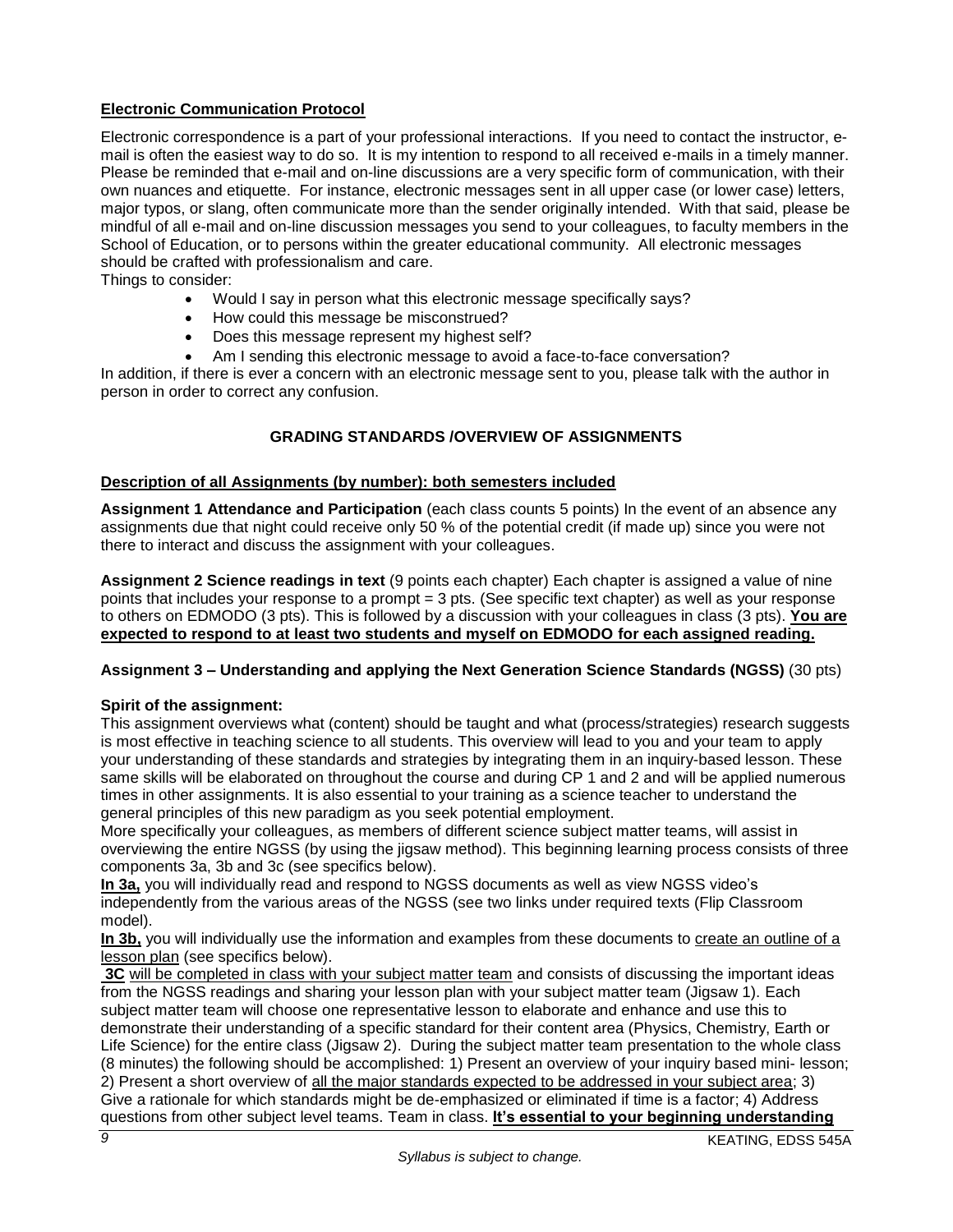**Electronic Communication Protocol**

Electronic correspondence is a part of your professional interactions. If you need to contact the instructor, e-mail is often the easiest way to do so. It is my intention to respond to all received e-mails in a timely manner. Please be reminded that e-mail and on-line discussions are a very specific form of communication, with their own nuances and etiquette. For instance, electronic messages sent in all upper case (or lower case) letters, major typos, or slang, often communicate more than the sender originally intended. With that said, please be mindful of all e-mail and on-line discussion messages you send to your colleagues, to faculty members in the School of Education, or to persons within the greater educational community. All electronic messages should be crafted with professionalism and care.

Things to consider:

- Would I say in person what this electronic message specifically says?
- How could this message be misconstrued?
- Does this message represent my highest self?
- Am I sending this electronic message to avoid a face-to-face conversation?

In addition, if there is ever a concern with an electronic message sent to you, please talk with the author in person in order to correct any confusion.

## GRADING STANDARDS /OVERVIEW OF ASSIGNMENTS

**Description of all Assignments (by number): both semesters included**

**Assignment 1 Attendance and Participation** (each class counts 5 points) In the event of an absence any assignments due that night could receive only 50 % of the potential credit (if made up) since you were not there to interact and discuss the assignment with your colleagues.

**Assignment 2 Science readings in text** (9 points each chapter) Each chapter is assigned a value of nine points that includes your response to a prompt = 3 pts. (See specific text chapter) as well as your response to others on EDMODO (3 pts). This is followed by a discussion with your colleagues in class (3 pts). **You are expected to respond to at least two students and myself on EDMODO for each assigned reading.**

**Assignment 3 – Understanding and applying the Next Generation Science Standards (NGSS)** (30 pts)

**Spirit of the assignment:**

This assignment overviews what (content) should be taught and what (process/strategies) research suggests is most effective in teaching science to all students. This overview will lead to you and your team to apply your understanding of these standards and strategies by integrating them in an inquiry-based lesson. These same skills will be elaborated on throughout the course and during CP 1 and 2 and will be applied numerous times in other assignments. It is also essential to your training as a science teacher to understand the general principles of this new paradigm as you seek potential employment.

More specifically your colleagues, as members of different science subject matter teams, will assist in overviewing the entire NGSS (by using the jigsaw method). This beginning learning process consists of three components 3a, 3b and 3c (see specifics below).

**In 3a,** you will individually read and respond to NGSS documents as well as view NGSS video's independently from the various areas of the NGSS (see two links under required texts (Flip Classroom model).

**In 3b,** you will individually use the information and examples from these documents to create an outline of a lesson plan (see specifics below).

**3C** will be completed in class with your subject matter team and consists of discussing the important ideas from the NGSS readings and sharing your lesson plan with your subject matter team (Jigsaw 1). Each subject matter team will choose one representative lesson to elaborate and enhance and use this to demonstrate their understanding of a specific standard for their content area (Physics, Chemistry, Earth or Life Science) for the entire class (Jigsaw 2). During the subject matter team presentation to the whole class (8 minutes) the following should be accomplished: 1) Present an overview of your inquiry based mini- lesson; 2) Present a short overview of all the major standards expected to be addressed in your subject area; 3) Give a rationale for which standards might be de-emphasized or eliminated if time is a factor; 4) Address questions from other subject level teams. Team in class. **It's essential to your beginning understanding**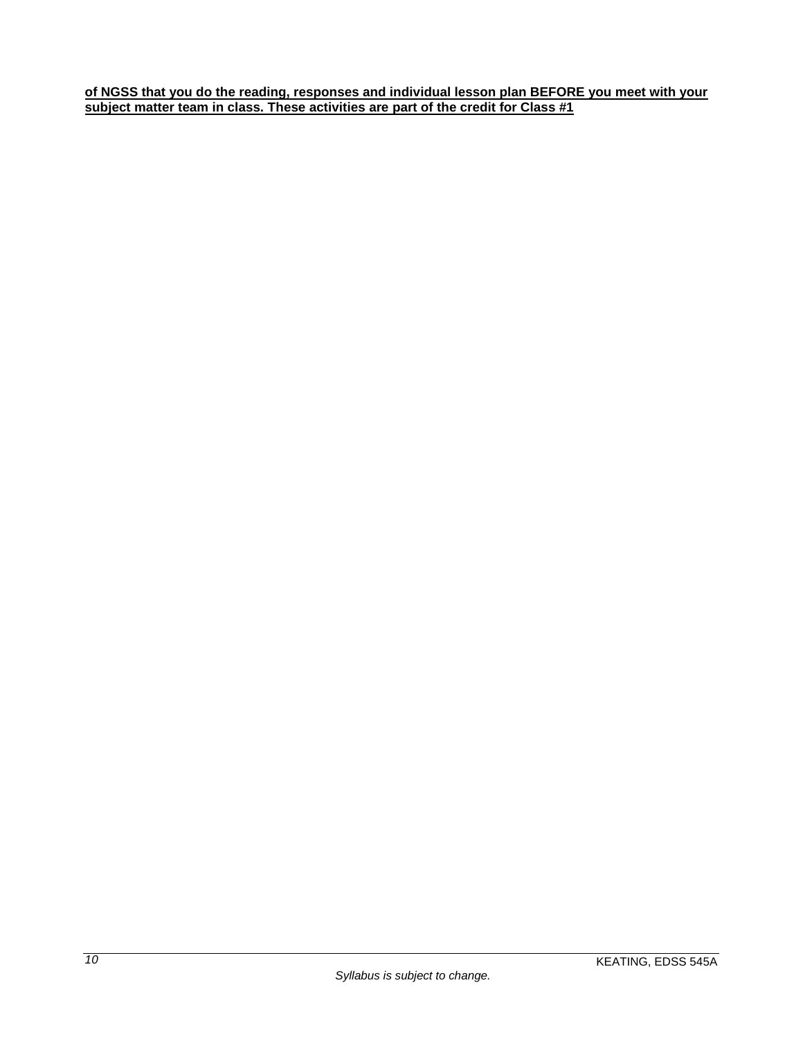**of NGSS that you do the reading, responses and individual lesson plan BEFORE you meet with your subject matter team in class. These activities are part of the credit for Class #1**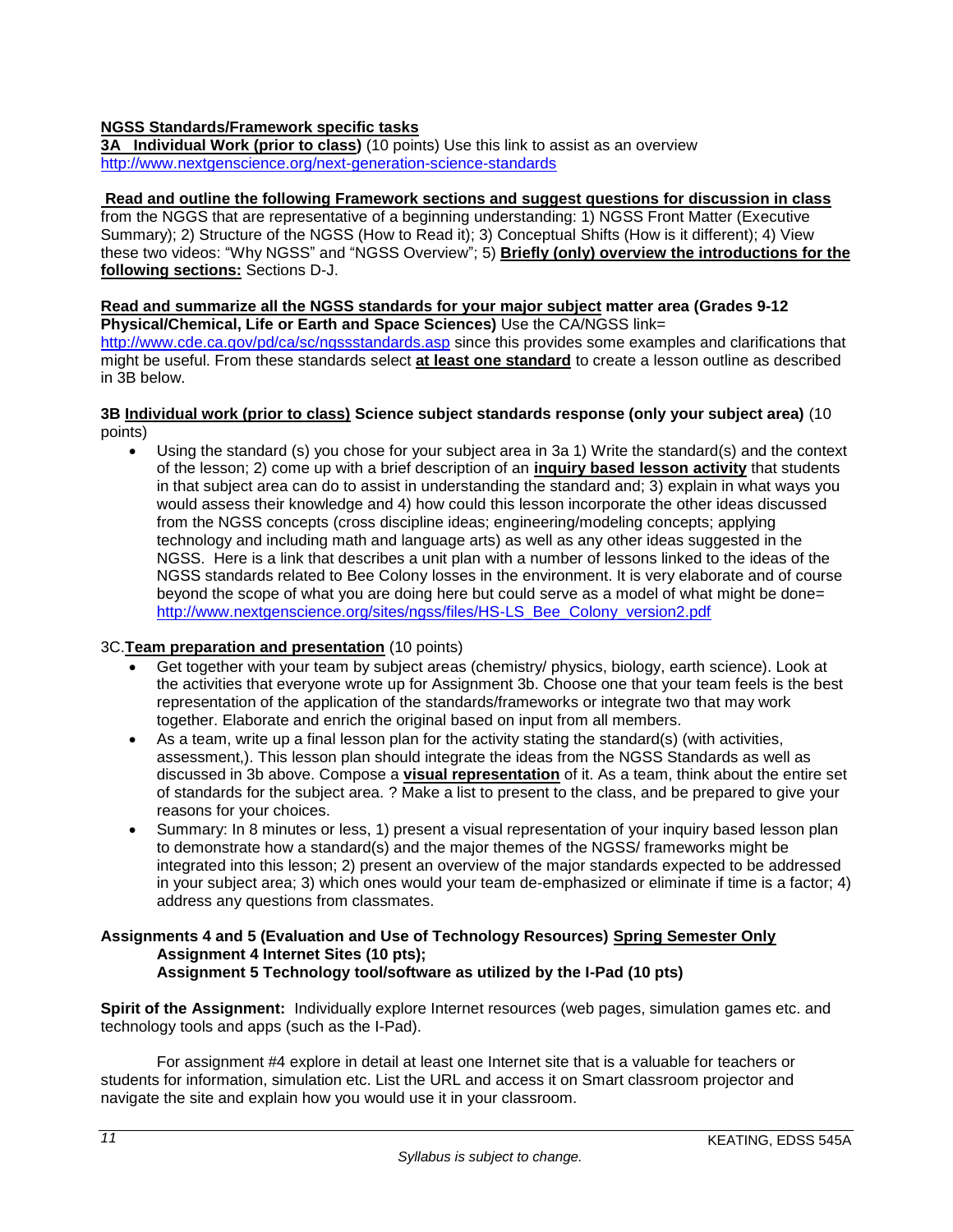**NGSS Standards/Framework specific tasks**

**3A Individual Work (prior to class)** (10 points) Use this link to assist as an overview http://www.nextgenscience.org/next-generation-science-standards

**Read and outline the following Framework sections and suggest questions for discussion in class** from the NGGS that are representative of a beginning understanding: 1) NGSS Front Matter (Executive Summary); 2) Structure of the NGSS (How to Read it); 3) Conceptual Shifts (How is it different); 4) View these two videos: "Why NGSS" and "NGSS Overview"; 5) **Briefly (only) overview the introductions for the following sections:** Sections D-J.

**Read and summarize all the NGSS standards for your major subject matter area (Grades 9-12 Physical/Chemical, Life or Earth and Space Sciences)** Use the CA/NGSS link= http://www.cde.ca.gov/pd/ca/sc/ngssstandards.asp since this provides some examples and clarifications that might be useful. From these standards select **at least one standard** to create a lesson outline as described in 3B below.

**3B Individual work (prior to class) Science subject standards response (only your subject area)** (10 points)

- Using the standard (s) you chose for your subject area in 3a 1) Write the standard(s) and the context of the lesson; 2) come up with a brief description of an **inquiry based lesson activity** that students in that subject area can do to assist in understanding the standard and; 3) explain in what ways you would assess their knowledge and 4) how could this lesson incorporate the other ideas discussed from the NGSS concepts (cross discipline ideas; engineering/modeling concepts; applying technology and including math and language arts) as well as any other ideas suggested in the NGSS. Here is a link that describes a unit plan with a number of lessons linked to the ideas of the NGSS standards related to Bee Colony losses in the environment. It is very elaborate and of course beyond the scope of what you are doing here but could serve as a model of what might be done= http://www.nextgenscience.org/sites/ngss/files/HS-LS_Bee_Colony_version2.pdf

3C.**Team preparation and presentation** (10 points)

- Get together with your team by subject areas (chemistry/ physics, biology, earth science). Look at the activities that everyone wrote up for Assignment 3b. Choose one that your team feels is the best representation of the application of the standards/frameworks or integrate two that may work together. Elaborate and enrich the original based on input from all members.
- As a team, write up a final lesson plan for the activity stating the standard(s) (with activities, assessment,). This lesson plan should integrate the ideas from the NGSS Standards as well as discussed in 3b above. Compose a **visual representation** of it. As a team, think about the entire set of standards for the subject area. ? Make a list to present to the class, and be prepared to give your reasons for your choices.
- Summary: In 8 minutes or less, 1) present a visual representation of your inquiry based lesson plan to demonstrate how a standard(s) and the major themes of the NGSS/ frameworks might be integrated into this lesson; 2) present an overview of the major standards expected to be addressed in your subject area; 3) which ones would your team de-emphasized or eliminate if time is a factor; 4) address any questions from classmates.

**Assignments 4 and 5 (Evaluation and Use of Technology Resources) Spring Semester Only**
**Assignment 4 Internet Sites (10 pts);**
**Assignment 5 Technology tool/software as utilized by the I-Pad (10 pts)**

**Spirit of the Assignment:** Individually explore Internet resources (web pages, simulation games etc. and technology tools and apps (such as the I-Pad).

For assignment #4 explore in detail at least one Internet site that is a valuable for teachers or students for information, simulation etc. List the URL and access it on Smart classroom projector and navigate the site and explain how you would use it in your classroom.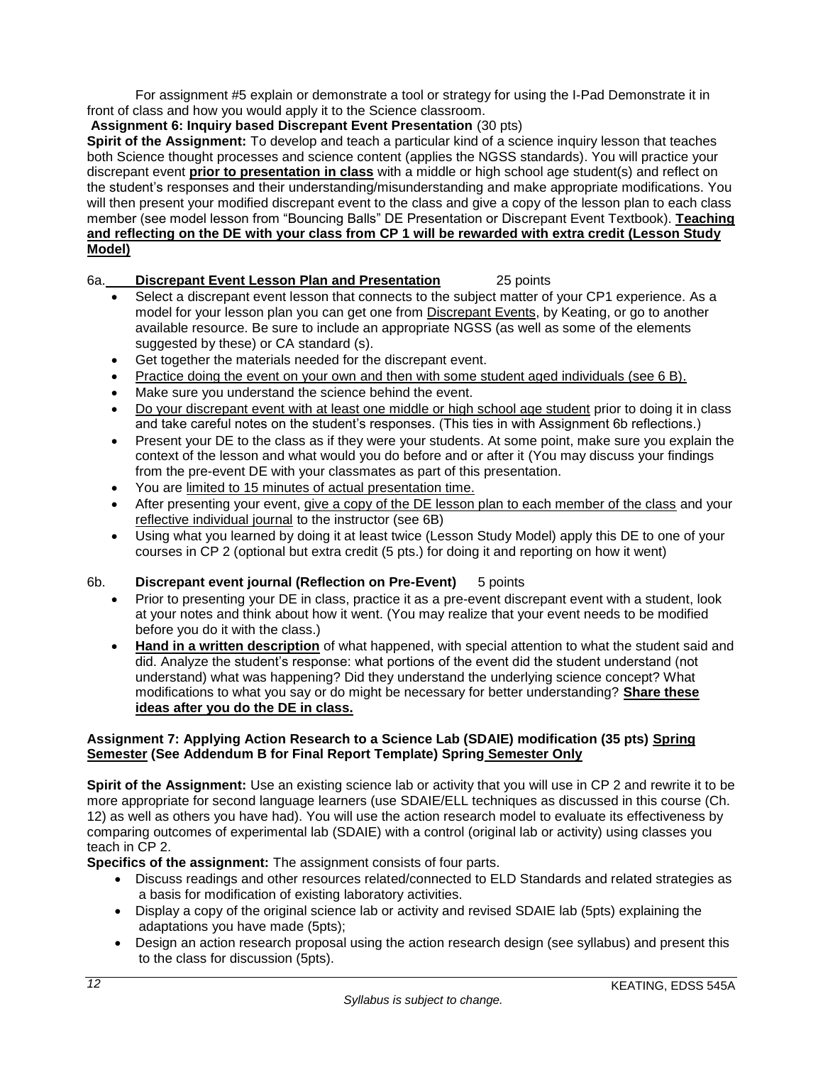For assignment #5 explain or demonstrate a tool or strategy for using the I-Pad Demonstrate it in front of class and how you would apply it to the Science classroom.

**Assignment 6: Inquiry based Discrepant Event Presentation** (30 pts)

**Spirit of the Assignment:** To develop and teach a particular kind of a science inquiry lesson that teaches both Science thought processes and science content (applies the NGSS standards). You will practice your discrepant event **prior to presentation in class** with a middle or high school age student(s) and reflect on the student's responses and their understanding/misunderstanding and make appropriate modifications. You will then present your modified discrepant event to the class and give a copy of the lesson plan to each class member (see model lesson from "Bouncing Balls" DE Presentation or Discrepant Event Textbook). **Teaching and reflecting on the DE with your class from CP 1 will be rewarded with extra credit (Lesson Study Model)**

6a. **Discrepant Event Lesson Plan and Presentation** 25 points

- Select a discrepant event lesson that connects to the subject matter of your CP1 experience. As a model for your lesson plan you can get one from Discrepant Events, by Keating, or go to another available resource. Be sure to include an appropriate NGSS (as well as some of the elements suggested by these) or CA standard (s).
- Get together the materials needed for the discrepant event.
- Practice doing the event on your own and then with some student aged individuals (see 6 B).
- Make sure you understand the science behind the event.
- Do your discrepant event with at least one middle or high school age student prior to doing it in class and take careful notes on the student's responses. (This ties in with Assignment 6b reflections.)
- Present your DE to the class as if they were your students. At some point, make sure you explain the context of the lesson and what would you do before and or after it (You may discuss your findings from the pre-event DE with your classmates as part of this presentation.
- You are limited to 15 minutes of actual presentation time.
- After presenting your event, give a copy of the DE lesson plan to each member of the class and your reflective individual journal to the instructor (see 6B)
- Using what you learned by doing it at least twice (Lesson Study Model) apply this DE to one of your courses in CP 2 (optional but extra credit (5 pts.) for doing it and reporting on how it went)

6b. **Discrepant event journal (Reflection on Pre-Event)** 5 points

- Prior to presenting your DE in class, practice it as a pre-event discrepant event with a student, look at your notes and think about how it went. (You may realize that your event needs to be modified before you do it with the class.)
- **Hand in a written description** of what happened, with special attention to what the student said and did. Analyze the student's response: what portions of the event did the student understand (not understand) what was happening? Did they understand the underlying science concept? What modifications to what you say or do might be necessary for better understanding? **Share these ideas after you do the DE in class.**

**Assignment 7: Applying Action Research to a Science Lab (SDAIE) modification (35 pts) Spring Semester (See Addendum B for Final Report Template) Spring Semester Only**

**Spirit of the Assignment:** Use an existing science lab or activity that you will use in CP 2 and rewrite it to be more appropriate for second language learners (use SDAIE/ELL techniques as discussed in this course (Ch. 12) as well as others you have had). You will use the action research model to evaluate its effectiveness by comparing outcomes of experimental lab (SDAIE) with a control (original lab or activity) using classes you teach in CP 2.

**Specifics of the assignment:** The assignment consists of four parts.

- Discuss readings and other resources related/connected to ELD Standards and related strategies as a basis for modification of existing laboratory activities.
- Display a copy of the original science lab or activity and revised SDAIE lab (5pts) explaining the adaptations you have made (5pts);
- Design an action research proposal using the action research design (see syllabus) and present this to the class for discussion (5pts).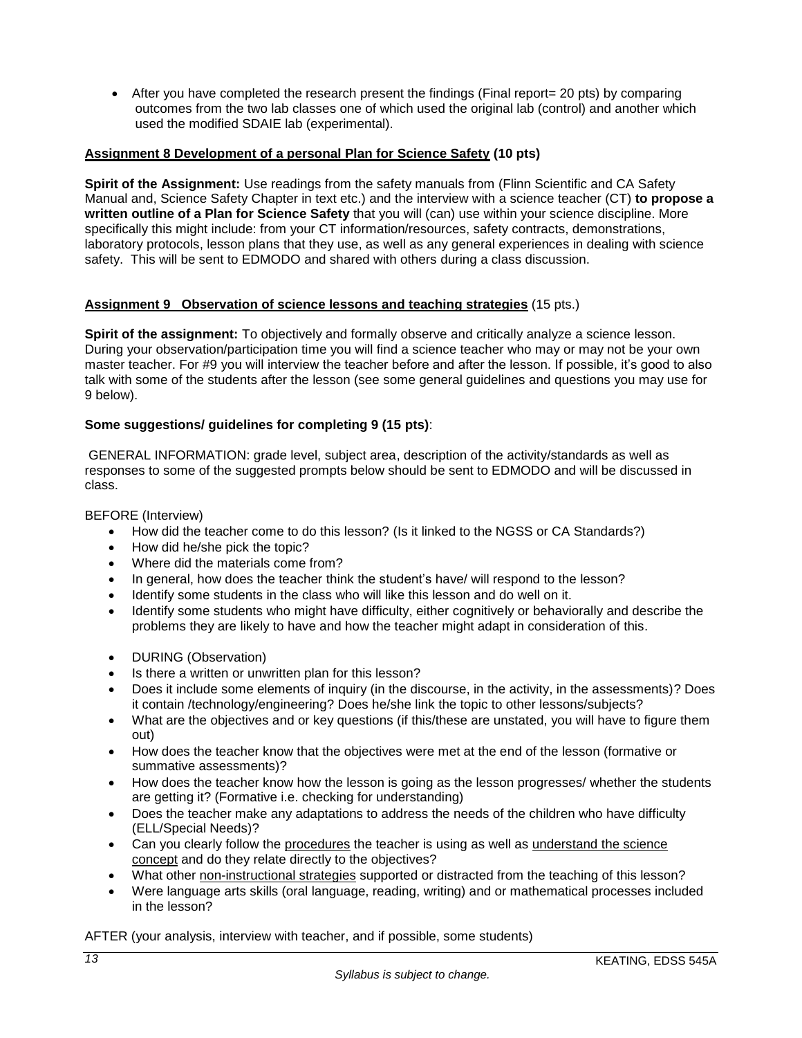- After you have completed the research present the findings (Final report= 20 pts) by comparing outcomes from the two lab classes one of which used the original lab (control) and another which used the modified SDAIE lab (experimental).

**Assignment 8 Development of a personal Plan for Science Safety (10 pts)**

**Spirit of the Assignment:** Use readings from the safety manuals from (Flinn Scientific and CA Safety Manual and, Science Safety Chapter in text etc.) and the interview with a science teacher (CT) **to propose a written outline of a Plan for Science Safety** that you will (can) use within your science discipline. More specifically this might include: from your CT information/resources, safety contracts, demonstrations, laboratory protocols, lesson plans that they use, as well as any general experiences in dealing with science safety. This will be sent to EDMODO and shared with others during a class discussion.

**Assignment 9 Observation of science lessons and teaching strategies** (15 pts.)

**Spirit of the assignment:** To objectively and formally observe and critically analyze a science lesson. During your observation/participation time you will find a science teacher who may or may not be your own master teacher. For #9 you will interview the teacher before and after the lesson. If possible, it's good to also talk with some of the students after the lesson (see some general guidelines and questions you may use for 9 below).

**Some suggestions/ guidelines for completing 9 (15 pts)**:

GENERAL INFORMATION: grade level, subject area, description of the activity/standards as well as responses to some of the suggested prompts below should be sent to EDMODO and will be discussed in class.

BEFORE (Interview)

- How did the teacher come to do this lesson? (Is it linked to the NGSS or CA Standards?)
- How did he/she pick the topic?
- Where did the materials come from?
- In general, how does the teacher think the student's have/ will respond to the lesson?
- Identify some students in the class who will like this lesson and do well on it.
- Identify some students who might have difficulty, either cognitively or behaviorally and describe the problems they are likely to have and how the teacher might adapt in consideration of this.

- DURING (Observation)
- Is there a written or unwritten plan for this lesson?
- Does it include some elements of inquiry (in the discourse, in the activity, in the assessments)? Does it contain /technology/engineering? Does he/she link the topic to other lessons/subjects?
- What are the objectives and or key questions (if this/these are unstated, you will have to figure them out)
- How does the teacher know that the objectives were met at the end of the lesson (formative or summative assessments)?
- How does the teacher know how the lesson is going as the lesson progresses/ whether the students are getting it? (Formative i.e. checking for understanding)
- Does the teacher make any adaptations to address the needs of the children who have difficulty (ELL/Special Needs)?
- Can you clearly follow the procedures the teacher is using as well as understand the science concept and do they relate directly to the objectives?
- What other non-instructional strategies supported or distracted from the teaching of this lesson?
- Were language arts skills (oral language, reading, writing) and or mathematical processes included in the lesson?

AFTER (your analysis, interview with teacher, and if possible, some students)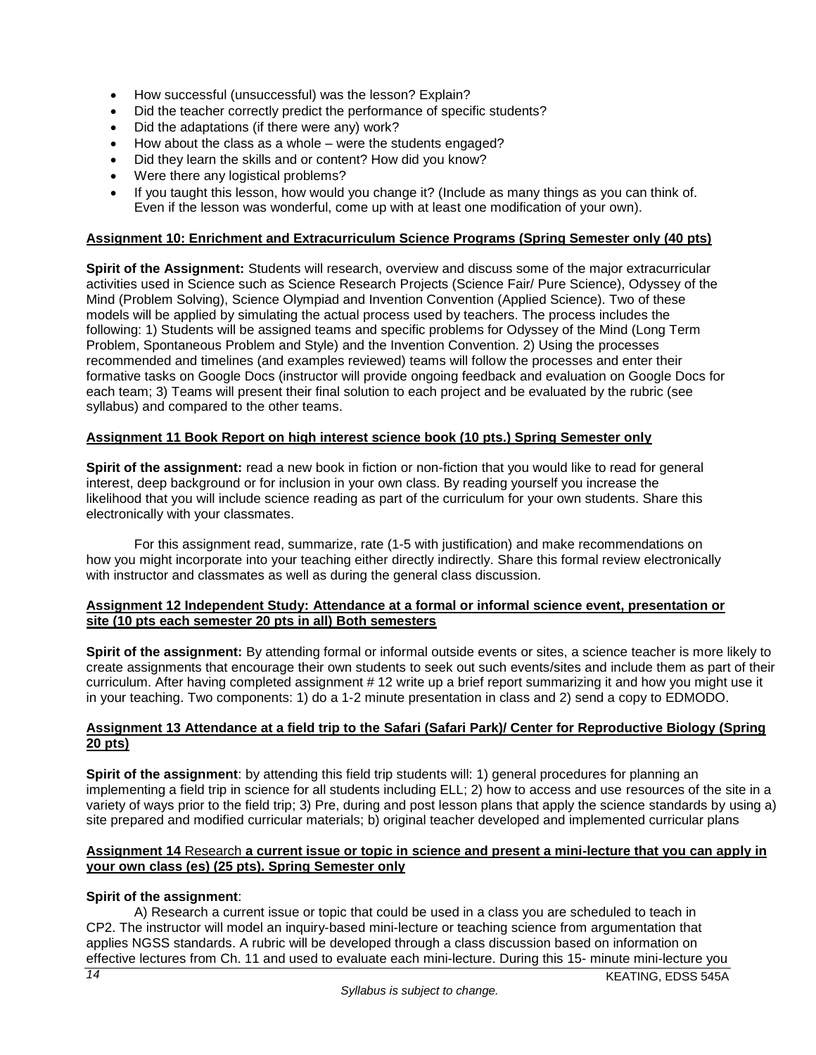- How successful (unsuccessful) was the lesson? Explain?
- Did the teacher correctly predict the performance of specific students?
- Did the adaptations (if there were any) work?
- How about the class as a whole – were the students engaged?
- Did they learn the skills or content? How did you know?
- Were there any logistical problems?
- If you taught this lesson, how would you change it? (Include as many things as you can think of. Even if the lesson was wonderful, come up with at least one modification of your own).

**Assignment 10: Enrichment and Extracurriculum Science Programs (Spring Semester only (40 pts)**

**Spirit of the Assignment:** Students will research, overview and discuss some of the major extracurricular activities used in Science such as Science Research Projects (Science Fair/ Pure Science), Odyssey of the Mind (Problem Solving), Science Olympiad and Invention Convention (Applied Science). Two of these models will be applied by simulating the actual process used by teachers. The process includes the following: 1) Students will be assigned teams and specific problems for Odyssey of the Mind (Long Term Problem, Spontaneous Problem and Style) and the Invention Convention. 2) Using the processes recommended and timelines (and examples reviewed) teams will follow the processes and enter their formative tasks on Google Docs (instructor will provide ongoing feedback and evaluation on Google Docs for each team; 3) Teams will present their final solution to each project and be evaluated by the rubric (see syllabus) and compared to the other teams.

**Assignment 11 Book Report on high interest science book (10 pts.) Spring Semester only**

**Spirit of the assignment:** read a new book in fiction or non-fiction that you would like to read for general interest, deep background or for inclusion in your own class. By reading yourself you increase the likelihood that you will include science reading as part of the curriculum for your own students. Share this electronically with your classmates.

For this assignment read, summarize, rate (1-5 with justification) and make recommendations on how you might incorporate into your teaching either directly indirectly. Share this formal review electronically with instructor and classmates as well as during the general class discussion.

**Assignment 12 Independent Study: Attendance at a formal or informal science event, presentation or site (10 pts each semester 20 pts in all) Both semesters**

**Spirit of the assignment:** By attending formal or informal outside events or sites, a science teacher is more likely to create assignments that encourage their own students to seek out such events/sites and include them as part of their curriculum. After having completed assignment # 12 write up a brief report summarizing it and how you might use it in your teaching. Two components: 1) do a 1-2 minute presentation in class and 2) send a copy to EDMODO.

**Assignment 13 Attendance at a field trip to the Safari (Safari Park)/ Center for Reproductive Biology (Spring 20 pts)**

**Spirit of the assignment**: by attending this field trip students will: 1) general procedures for planning an implementing a field trip in science for all students including ELL; 2) how to access and use resources of the site in a variety of ways prior to the field trip; 3) Pre, during and post lesson plans that apply the science standards by using a) site prepared and modified curricular materials; b) original teacher developed and implemented curricular plans

**Assignment 14** Research **a current issue or topic in science and present a mini-lecture that you can apply in your own class (es) (25 pts). Spring Semester only**

**Spirit of the assignment**:

A) Research a current issue or topic that could be used in a class you are scheduled to teach in CP2. The instructor will model an inquiry-based mini-lecture or teaching science from argumentation that applies NGSS standards. A rubric will be developed through a class discussion based on information on effective lectures from Ch. 11 and used to evaluate each mini-lecture. During this 15- minute mini-lecture you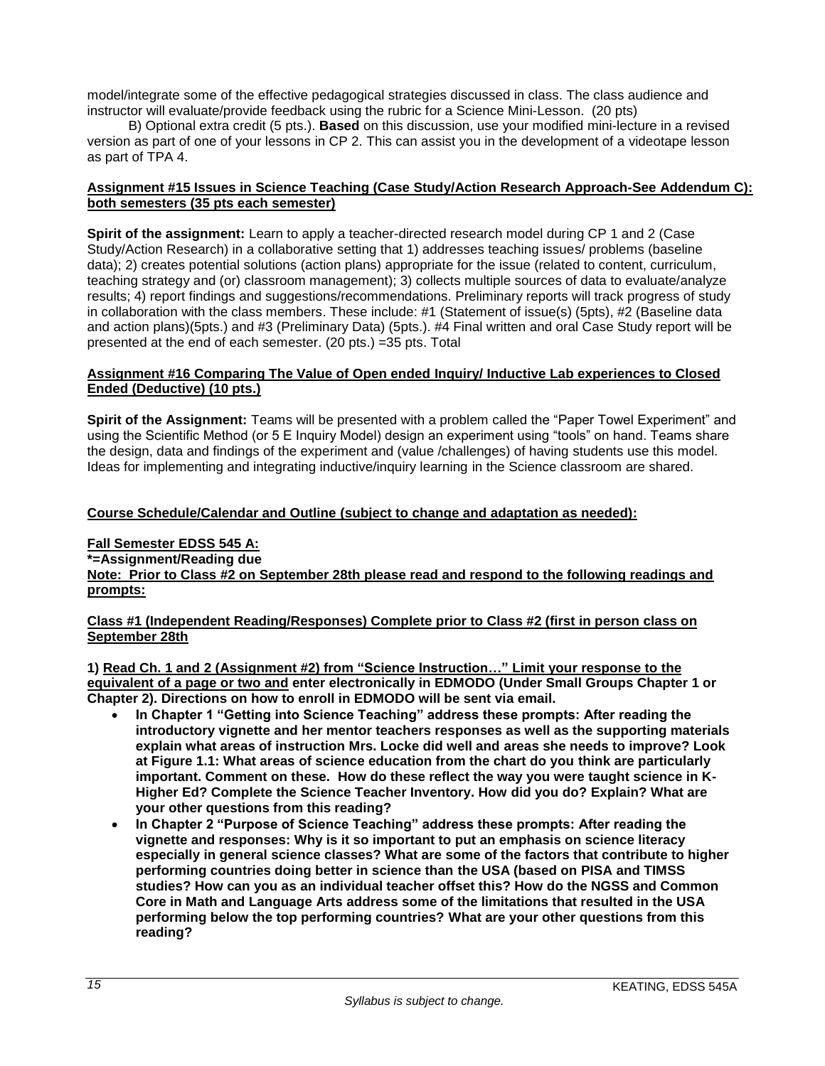model/integrate some of the effective pedagogical strategies discussed in class. The class audience and instructor will evaluate/provide feedback using the rubric for a Science Mini-Lesson. (20 pts)

B) Optional extra credit (5 pts.). **Based** on this discussion, use your modified mini-lecture in a revised version as part of one of your lessons in CP 2. This can assist you in the development of a videotape lesson as part of TPA 4.

**Assignment #15 Issues in Science Teaching (Case Study/Action Research Approach-See Addendum C): both semesters (35 pts each semester)**

**Spirit of the assignment:** Learn to apply a teacher-directed research model during CP 1 and 2 (Case Study/Action Research) in a collaborative setting that 1) addresses teaching issues/ problems (baseline data); 2) creates potential solutions (action plans) appropriate for the issue (related to content, curriculum, teaching strategy and (or) classroom management); 3) collects multiple sources of data to evaluate/analyze results; 4) report findings and suggestions/recommendations. Preliminary reports will track progress of study in collaboration with the class members. These include: #1 (Statement of issue(s) (5pts), #2 (Baseline data and action plans)(5pts.) and #3 (Preliminary Data) (5pts.). #4 Final written and oral Case Study report will be presented at the end of each semester. (20 pts.) =35 pts. Total

**Assignment #16 Comparing The Value of Open ended Inquiry/ Inductive Lab experiences to Closed Ended (Deductive) (10 pts.)**

**Spirit of the Assignment:** Teams will be presented with a problem called the "Paper Towel Experiment" and using the Scientific Method (or 5 E Inquiry Model) design an experiment using "tools" on hand. Teams share the design, data and findings of the experiment and (value /challenges) of having students use this model. Ideas for implementing and integrating inductive/inquiry learning in the Science classroom are shared.

**Course Schedule/Calendar and Outline (subject to change and adaptation as needed):**

**Fall Semester EDSS 545 A:**
***=Assignment/Reading due**
**Note: Prior to Class #2 on September 28th please read and respond to the following readings and prompts:**

**Class #1 (Independent Reading/Responses) Complete prior to Class #2 (first in person class on September 28th**

**1) Read Ch. 1 and 2 (Assignment #2) from "Science Instruction…" Limit your response to the equivalent of a page or two and enter electronically in EDMODO (Under Small Groups Chapter 1 or Chapter 2). Directions on how to enroll in EDMODO will be sent via email.**

- **In Chapter 1 "Getting into Science Teaching" address these prompts: After reading the introductory vignette and her mentor teachers responses as well as the supporting materials explain what areas of instruction Mrs. Locke did well and areas she needs to improve? Look at Figure 1.1: What areas of science education from the chart do you think are particularly important. Comment on these. How do these reflect the way you were taught science in K-Higher Ed? Complete the Science Teacher Inventory. How did you do? Explain? What are your other questions from this reading?**
- **In Chapter 2 "Purpose of Science Teaching" address these prompts: After reading the vignette and responses: Why is it so important to put an emphasis on science literacy especially in general science classes? What are some of the factors that contribute to higher performing countries doing better in science than the USA (based on PISA and TIMSS studies? How can you as an individual teacher offset this? How do the NGSS and Common Core in Math and Language Arts address some of the limitations that resulted in the USA performing below the top performing countries? What are your other questions from this reading?**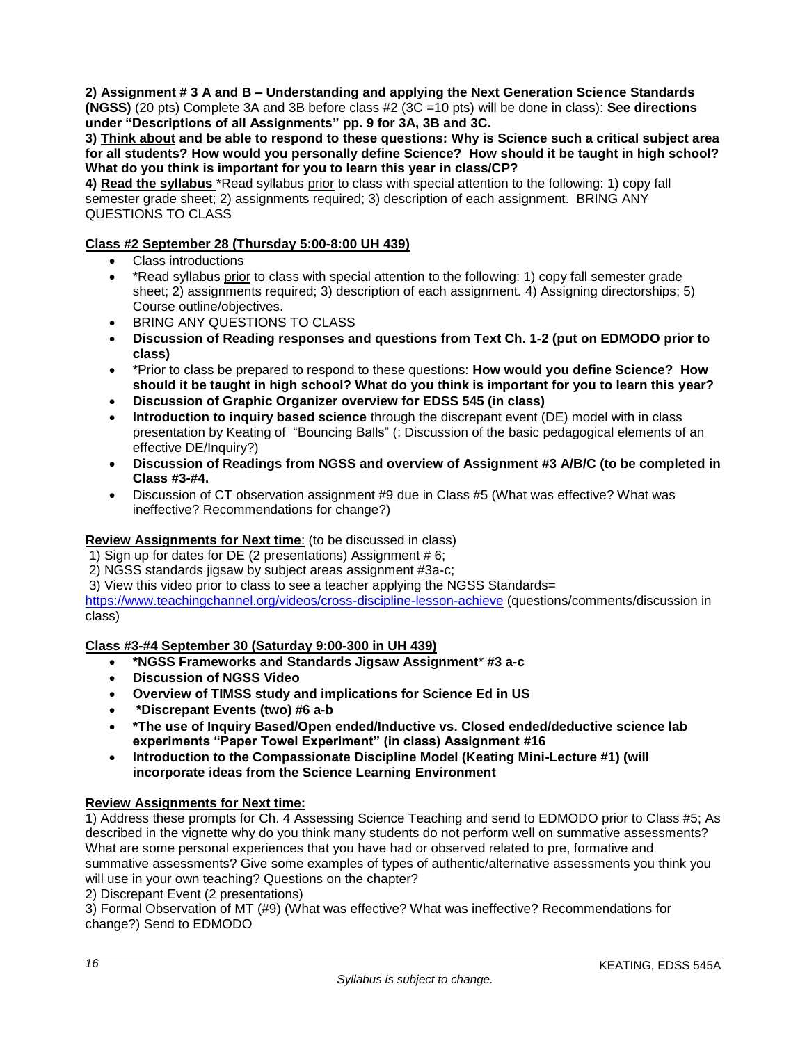**2) Assignment # 3 A and B – Understanding and applying the Next Generation Science Standards (NGSS)** (20 pts) Complete 3A and 3B before class #2 (3C =10 pts) will be done in class): **See directions under "Descriptions of all Assignments" pp. 9 for 3A, 3B and 3C.**

**3) Think about and be able to respond to these questions: Why is Science such a critical subject area for all students? How would you personally define Science? How should it be taught in high school? What do you think is important for you to learn this year in class/CP?**

**4) Read the syllabus** *Read syllabus prior to class with special attention to the following: 1) copy fall semester grade sheet; 2) assignments required; 3) description of each assignment. BRING ANY QUESTIONS TO CLASS

**Class #2 September 28 (Thursday 5:00-8:00 UH 439)**

- Class introductions
- *Read syllabus prior to class with special attention to the following: 1) copy fall semester grade sheet; 2) assignments required; 3) description of each assignment. 4) Assigning directorships; 5) Course outline/objectives.
- BRING ANY QUESTIONS TO CLASS
- **Discussion of Reading responses and questions from Text Ch. 1-2 (put on EDMODO prior to class)**
- *Prior to class be prepared to respond to these questions: **How would you define Science? How should it be taught in high school? What do you think is important for you to learn this year?**
- **Discussion of Graphic Organizer overview for EDSS 545 (in class)**
- **Introduction to inquiry based science** through the discrepant event (DE) model with in class presentation by Keating of "Bouncing Balls" (: Discussion of the basic pedagogical elements of an effective DE/Inquiry?)
- **Discussion of Readings from NGSS and overview of Assignment #3 A/B/C (to be completed in Class #3-#4.**
- Discussion of CT observation assignment #9 due in Class #5 (What was effective? What was ineffective? Recommendations for change?)

**Review Assignments for Next time**: (to be discussed in class)

1) Sign up for dates for DE (2 presentations) Assignment # 6;
2) NGSS standards jigsaw by subject areas assignment #3a-c;
3) View this video prior to class to see a teacher applying the NGSS Standards= https://www.teachingchannel.org/videos/cross-discipline-lesson-achieve (questions/comments/discussion in class)

**Class #3-#4 September 30 (Saturday 9:00-300 in UH 439)**

- **\*NGSS Frameworks and Standards Jigsaw Assignment\* #3 a-c**
- **Discussion of NGSS Video**
- **Overview of TIMSS study and implications for Science Ed in US**
- **\*Discrepant Events (two) #6 a-b**
- **\*The use of Inquiry Based/Open ended/Inductive vs. Closed ended/deductive science lab experiments "Paper Towel Experiment" (in class) Assignment #16**
- **Introduction to the Compassionate Discipline Model (Keating Mini-Lecture #1) (will incorporate ideas from the Science Learning Environment**

**Review Assignments for Next time:**

1) Address these prompts for Ch. 4 Assessing Science Teaching and send to EDMODO prior to Class #5; As described in the vignette why do you think many students do not perform well on summative assessments? What are some personal experiences that you have had or observed related to pre, formative and summative assessments? Give some examples of types of authentic/alternative assessments you think you will use in your own teaching? Questions on the chapter?
2) Discrepant Event (2 presentations)
3) Formal Observation of MT (#9) (What was effective? What was ineffective? Recommendations for change?) Send to EDMODO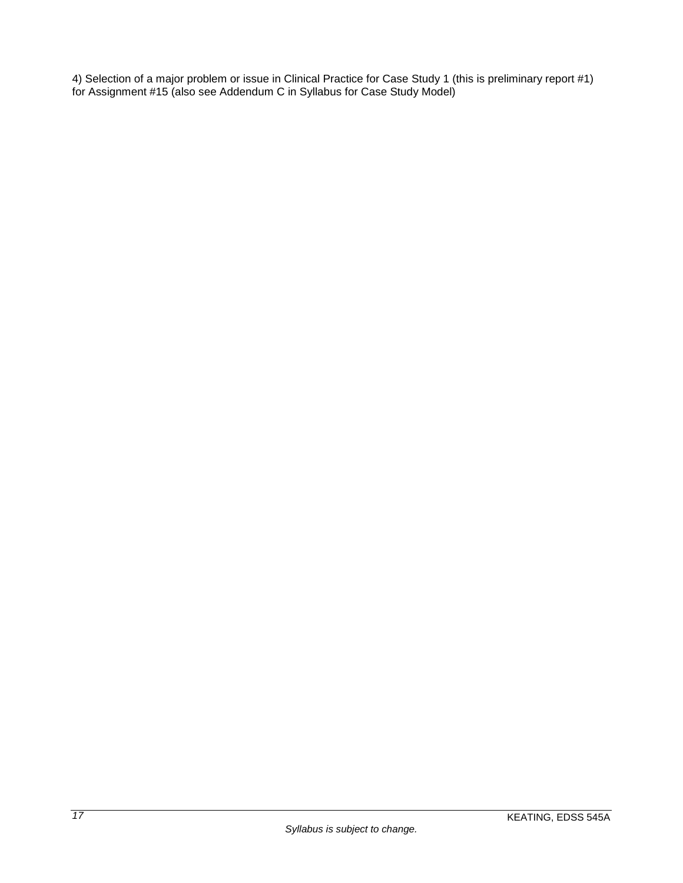4) Selection of a major problem or issue in Clinical Practice for Case Study 1 (this is preliminary report #1) for Assignment #15 (also see Addendum C in Syllabus for Case Study Model)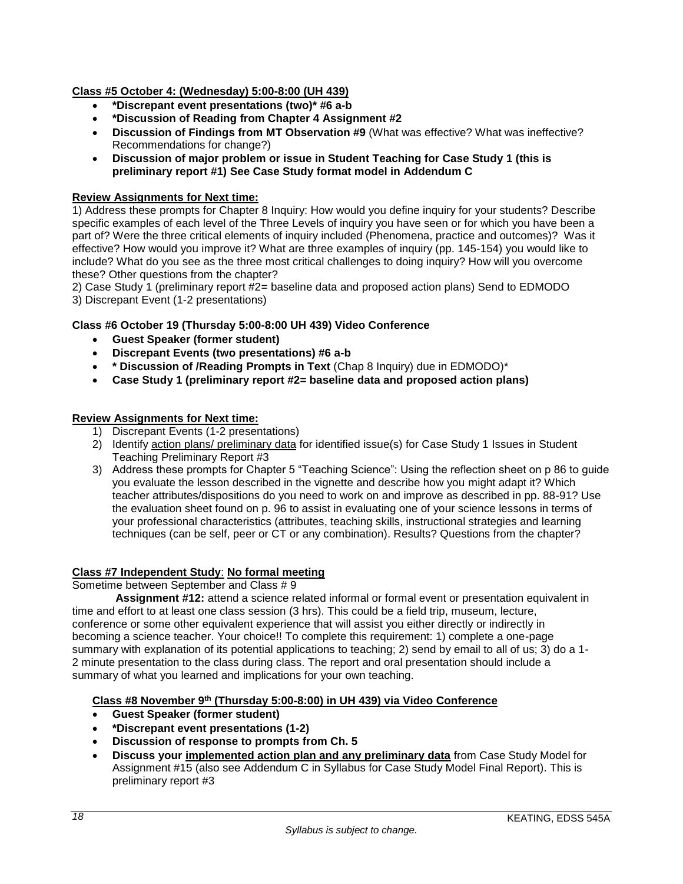**Class #5 October 4: (Wednesday) 5:00-8:00 (UH 439)**

- ***Discrepant event presentations (two)* #6 a-b**
- ***Discussion of Reading from Chapter 4 Assignment #2**
- **Discussion of Findings from MT Observation #9** (What was effective? What was ineffective? Recommendations for change?)
- **Discussion of major problem or issue in Student Teaching for Case Study 1 (this is preliminary report #1) See Case Study format model in Addendum C**

**Review Assignments for Next time:**

1) Address these prompts for Chapter 8 Inquiry: How would you define inquiry for your students? Describe specific examples of each level of the Three Levels of inquiry you have seen or for which you have been a part of? Were the three critical elements of inquiry included (Phenomena, practice and outcomes)? Was it effective? How would you improve it? What are three examples of inquiry (pp. 145-154) you would like to include? What do you see as the three most critical challenges to doing inquiry? How will you overcome these? Other questions from the chapter?
2) Case Study 1 (preliminary report #2= baseline data and proposed action plans) Send to EDMODO
3) Discrepant Event (1-2 presentations)

**Class #6 October 19 (Thursday 5:00-8:00 UH 439) Video Conference**

- **Guest Speaker (former student)**
- **Discrepant Events (two presentations) #6 a-b**
- **\* Discussion of /Reading Prompts in Text** (Chap 8 Inquiry) due in EDMODO)*
- **Case Study 1 (preliminary report #2= baseline data and proposed action plans)**

**Review Assignments for Next time:**

1) Discrepant Events (1-2 presentations)
2) Identify action plans/ preliminary data for identified issue(s) for Case Study 1 Issues in Student Teaching Preliminary Report #3
3) Address these prompts for Chapter 5 "Teaching Science": Using the reflection sheet on p 86 to guide you evaluate the lesson described in the vignette and describe how you might adapt it? Which teacher attributes/dispositions do you need to work on and improve as described in pp. 88-91? Use the evaluation sheet found on p. 96 to assist in evaluating one of your science lessons in terms of your professional characteristics (attributes, teaching skills, instructional strategies and learning techniques (can be self, peer or CT or any combination). Results? Questions from the chapter?

**Class #7 Independent Study**: **No formal meeting**

Sometime between September and Class # 9

**Assignment #12:** attend a science related informal or formal event or presentation equivalent in time and effort to at least one class session (3 hrs). This could be a field trip, museum, lecture, conference or some other equivalent experience that will assist you either directly or indirectly in becoming a science teacher. Your choice!! To complete this requirement: 1) complete a one-page summary with explanation of its potential applications to teaching; 2) send by email to all of us; 3) do a 1-2 minute presentation to the class during class. The report and oral presentation should include a summary of what you learned and implications for your own teaching.

**Class #8 November 9th (Thursday 5:00-8:00) in UH 439) via Video Conference**

- **Guest Speaker (former student)**
- ***Discrepant event presentations (1-2)**
- **Discussion of response to prompts from Ch. 5**
- **Discuss your implemented action plan and any preliminary data** from Case Study Model for Assignment #15 (also see Addendum C in Syllabus for Case Study Model Final Report). This is preliminary report #3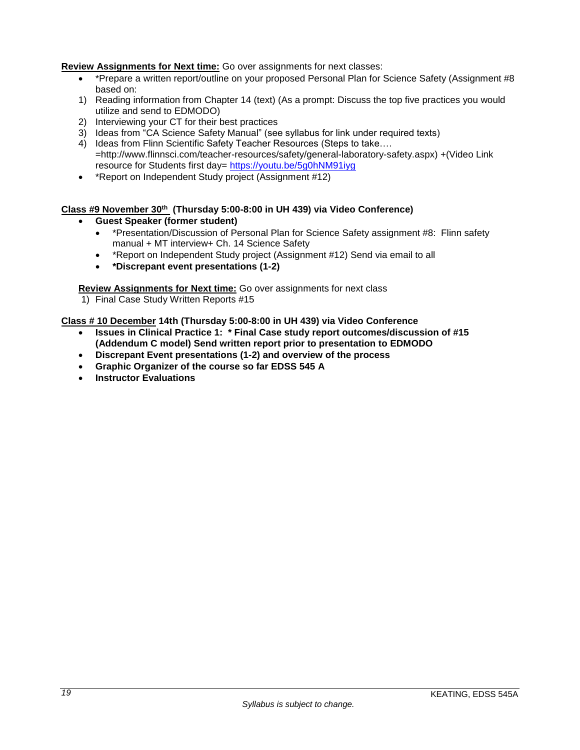**<u>Review Assignments for Next time:</u>** Go over assignments for next classes:

- *Prepare a written report/outline on your proposed Personal Plan for Science Safety (Assignment #8 based on:

1) Reading information from Chapter 14 (text) (As a prompt: Discuss the top five practices you would utilize and send to EDMODO)
2) Interviewing your CT for their best practices
3) Ideas from "CA Science Safety Manual" (see syllabus for link under required texts)
4) Ideas from Flinn Scientific Safety Teacher Resources (Steps to take…. =http://www.flinnsci.com/teacher-resources/safety/general-laboratory-safety.aspx) +(Video Link resource for Students first day= https://youtu.be/5g0hNM91iyg

- *Report on Independent Study project (Assignment #12)

**<u>Class #9 November 30th</u> (Thursday 5:00-8:00 in UH 439) via Video Conference)**

- **Guest Speaker (former student)**
  - *Presentation/Discussion of Personal Plan for Science Safety assignment #8: Flinn safety manual + MT interview+ Ch. 14 Science Safety
  - *Report on Independent Study project (Assignment #12) Send via email to all
  - ***Discrepant event presentations (1-2)**

**<u>Review Assignments for Next time:</u>** Go over assignments for next class

1) Final Case Study Written Reports #15

**<u>Class # 10 December</u> 14th (Thursday 5:00-8:00 in UH 439) via Video Conference**

- **Issues in Clinical Practice 1: * Final Case study report outcomes/discussion of #15 (Addendum C model) Send written report prior to presentation to EDMODO**
- **Discrepant Event presentations (1-2) and overview of the process**
- **Graphic Organizer of the course so far EDSS 545 A**
- **Instructor Evaluations**

*Syllabus is subject to change.*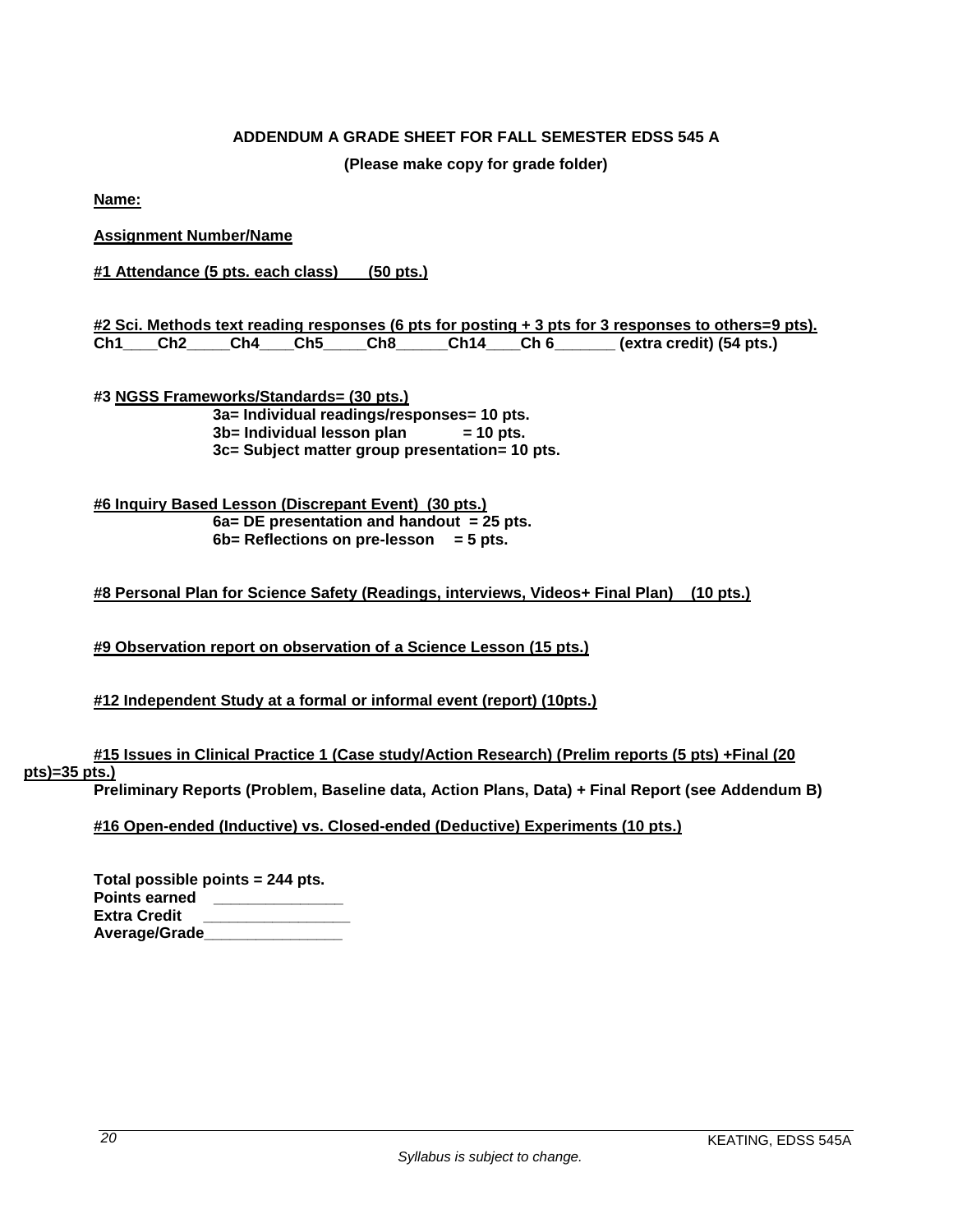**ADDENDUM A GRADE SHEET FOR FALL SEMESTER EDSS 545 A**

**(Please make copy for grade folder)**

**Name:**

**Assignment Number/Name**

**#1 Attendance (5 pts. each class) (50 pts.)**

**#2 Sci. Methods text reading responses (6 pts for posting + 3 pts for 3 responses to others=9 pts).**
**Ch1____Ch2_____Ch4____Ch5_____Ch8______Ch14____Ch 6_______ (extra credit) (54 pts.)**

**#3 NGSS Frameworks/Standards= (30 pts.)**

- **3a= Individual readings/responses= 10 pts.**
- **3b= Individual lesson plan = 10 pts.**
- **3c= Subject matter group presentation= 10 pts.**

**#6 Inquiry Based Lesson (Discrepant Event) (30 pts.)**

- **6a= DE presentation and handout = 25 pts.**
- **6b= Reflections on pre-lesson = 5 pts.**

**#8 Personal Plan for Science Safety (Readings, interviews, Videos+ Final Plan) (10 pts.)**

**#9 Observation report on observation of a Science Lesson (15 pts.)**

**#12 Independent Study at a formal or informal event (report) (10pts.)**

**#15 Issues in Clinical Practice 1 (Case study/Action Research) (Prelim reports (5 pts) +Final (20 pts)=35 pts.)**
**Preliminary Reports (Problem, Baseline data, Action Plans, Data) + Final Report (see Addendum B)**

**#16 Open-ended (Inductive) vs. Closed-ended (Deductive) Experiments (10 pts.)**

**Total possible points = 244 pts.**
**Points earned ______________**
**Extra Credit ________________**
**Average/Grade________________**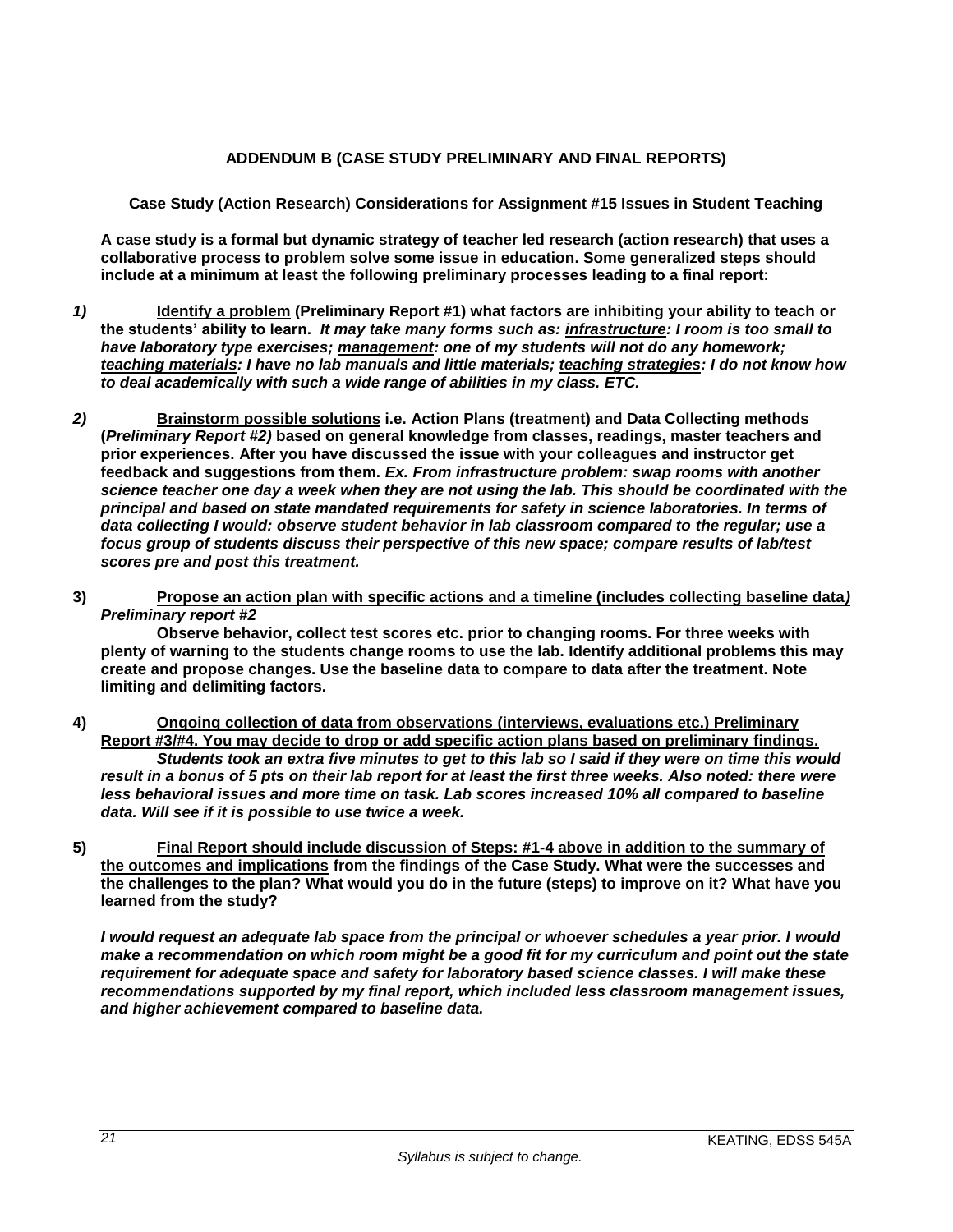## ADDENDUM B (CASE STUDY PRELIMINARY AND FINAL REPORTS)

**Case Study (Action Research) Considerations for Assignment #15 Issues in Student Teaching**

**A case study is a formal but dynamic strategy of teacher led research (action research) that uses a collaborative process to problem solve some issue in education. Some generalized steps should include at a minimum at least the following preliminary processes leading to a final report:**

***1)*** **<u>Identify a problem</u> (Preliminary Report #1) what factors are inhibiting your ability to teach or the students' ability to learn.** ***It may take many forms such as: <u>infrastructure</u>: I room is too small to have laboratory type exercises; <u>management</u>: one of my students will not do any homework; <u>teaching materials</u>: I have no lab manuals and little materials; <u>teaching strategies</u>: I do not know how to deal academically with such a wide range of abilities in my class. ETC.***

***2)*** **<u>Brainstorm possible solutions</u> i.e. Action Plans (treatment) and Data Collecting methods (*Preliminary Report #2)* based on general knowledge from classes, readings, master teachers and prior experiences. After you have discussed the issue with your colleagues and instructor get feedback and suggestions from them.** ***Ex. From infrastructure problem: swap rooms with another science teacher one day a week when they are not using the lab. This should be coordinated with the principal and based on state mandated requirements for safety in science laboratories. In terms of data collecting I would: observe student behavior in lab classroom compared to the regular; use a focus group of students discuss their perspective of this new space; compare results of lab/test scores pre and post this treatment.***

**3)** **<u>Propose an action plan with specific actions and a timeline (includes collecting baseline data</u>*<u>)</u>*** ***Preliminary report #2***

**Observe behavior, collect test scores etc. prior to changing rooms. For three weeks with plenty of warning to the students change rooms to use the lab. Identify additional problems this may create and propose changes. Use the baseline data to compare to data after the treatment. Note limiting and delimiting factors.**

**4)** **<u>Ongoing collection of data from observations (interviews, evaluations etc.) Preliminary Report #3/#4. You may decide to drop or add specific action plans based on preliminary findings.</u>**

***Students took an extra five minutes to get to this lab so I said if they were on time this would result in a bonus of 5 pts on their lab report for at least the first three weeks. Also noted: there were less behavioral issues and more time on task. Lab scores increased 10% all compared to baseline data. Will see if it is possible to use twice a week.***

**5)** **<u>Final Report should include discussion of Steps: #1-4 above in addition to the summary of the outcomes and implications</u> from the findings of the Case Study. What were the successes and the challenges to the plan? What would you do in the future (steps) to improve on it? What have you learned from the study?**

***I would request an adequate lab space from the principal or whoever schedules a year prior. I would make a recommendation on which room might be a good fit for my curriculum and point out the state requirement for adequate space and safety for laboratory based science classes. I will make these recommendations supported by my final report, which included less classroom management issues, and higher achievement compared to baseline data.***